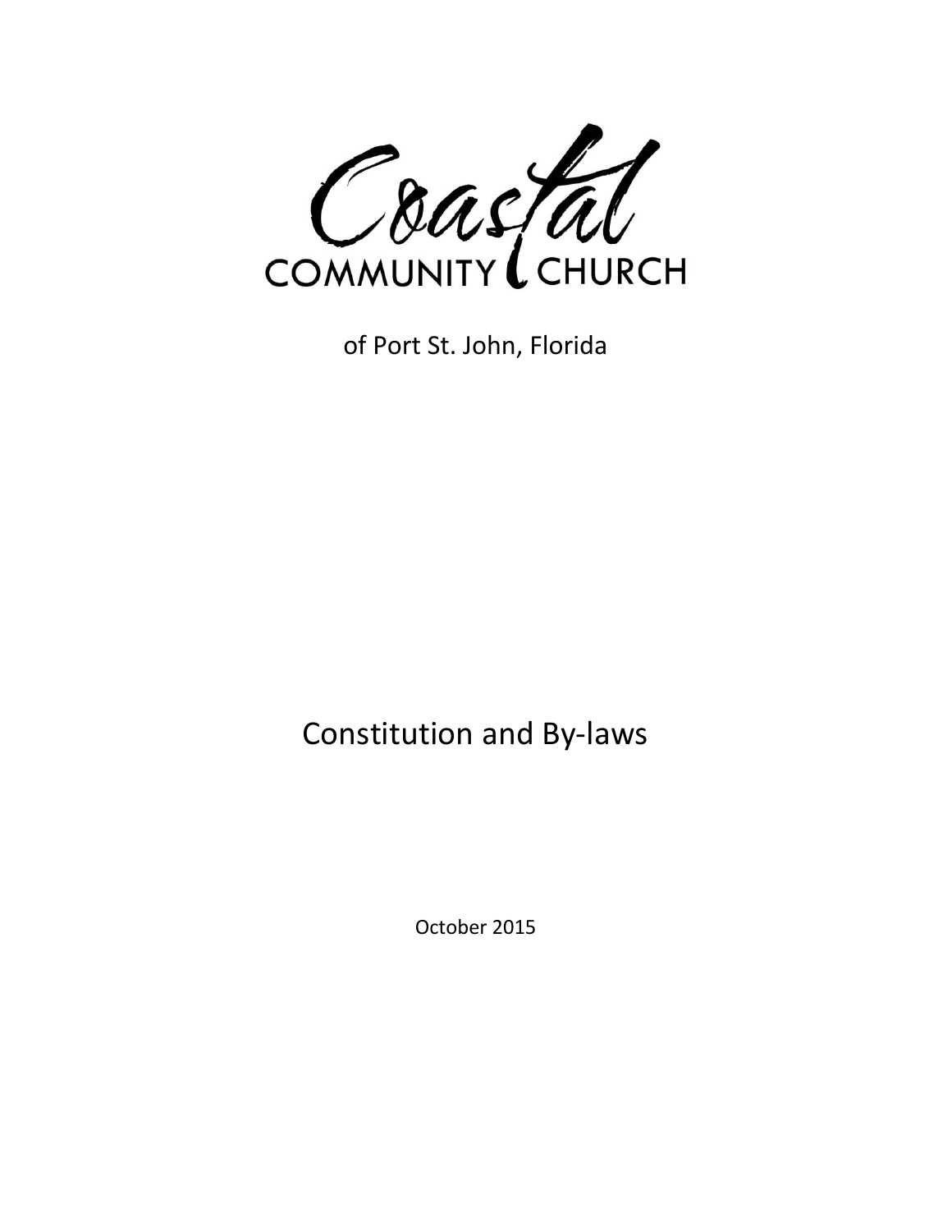# Coastal

# COMMUNITY CHURCH

of Port St. John, Florida

## Constitution and By-laws

October 2015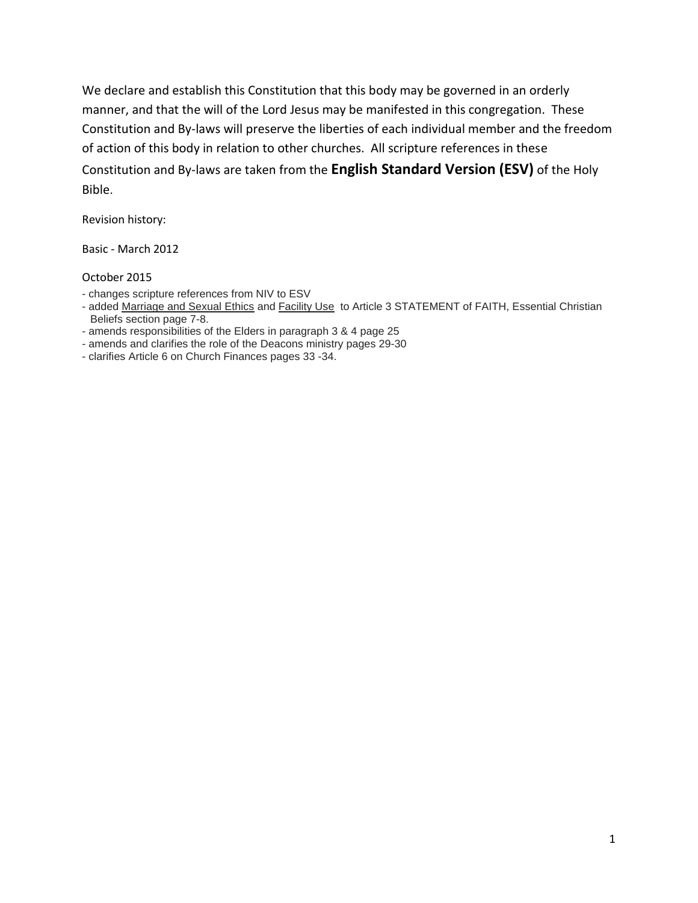We declare and establish this Constitution that this body may be governed in an orderly manner, and that the will of the Lord Jesus may be manifested in this congregation. These Constitution and By-laws will preserve the liberties of each individual member and the freedom of action of this body in relation to other churches. All scripture references in these Constitution and By-laws are taken from the **English Standard Version (ESV)** of the Holy Bible.

Revision history:

Basic - March 2012

October 2015

- changes scripture references from NIV to ESV
- added Marriage and Sexual Ethics and Facility Use to Article 3 STATEMENT of FAITH, Essential Christian Beliefs section page 7-8.
- amends responsibilities of the Elders in paragraph 3 & 4 page 25
- amends and clarifies the role of the Deacons ministry pages 29-30
- clarifies Article 6 on Church Finances pages 33 -34.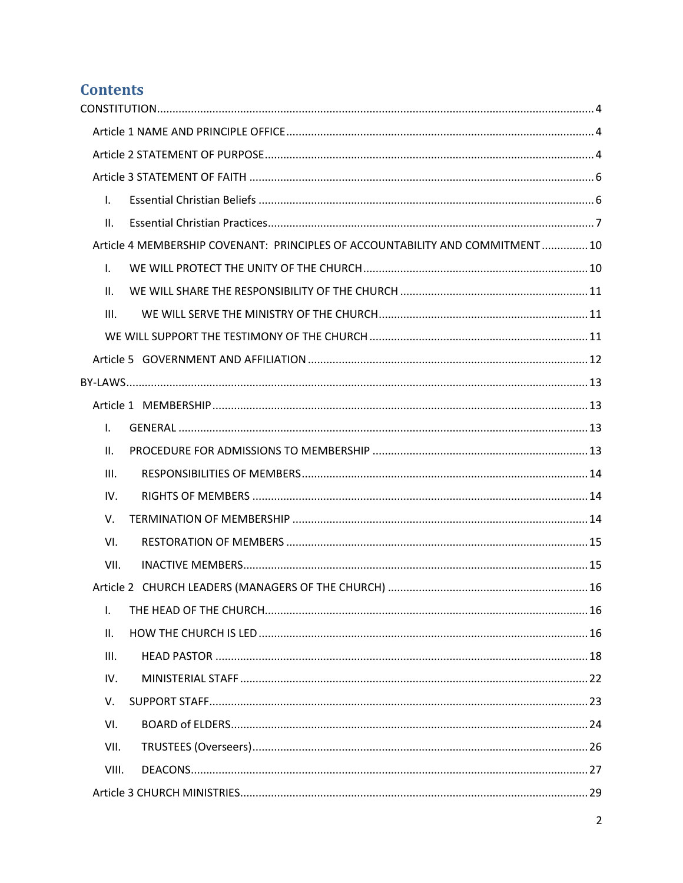# Contents

CONSTITUTION .......... 4

- Article 1 NAME AND PRINCIPLE OFFICE .......... 4
- Article 2 STATEMENT OF PURPOSE .......... 4
- Article 3 STATEMENT OF FAITH .......... 6
  - I. Essential Christian Beliefs .......... 6
  - II. Essential Christian Practices .......... 7
- Article 4 MEMBERSHIP COVENANT: PRINCIPLES OF ACCOUNTABILITY AND COMMITMENT .......... 10
  - I. WE WILL PROTECT THE UNITY OF THE CHURCH .......... 10
  - II. WE WILL SHARE THE RESPONSIBILITY OF THE CHURCH .......... 11
  - III. WE WILL SERVE THE MINISTRY OF THE CHURCH .......... 11
  - WE WILL SUPPORT THE TESTIMONY OF THE CHURCH .......... 11
- Article 5 GOVERNMENT AND AFFILIATION .......... 12

BY-LAWS .......... 13

- Article 1 MEMBERSHIP .......... 13
  - I. GENERAL .......... 13
  - II. PROCEDURE FOR ADMISSIONS TO MEMBERSHIP .......... 13
  - III. RESPONSIBILITIES OF MEMBERS .......... 14
  - IV. RIGHTS OF MEMBERS .......... 14
  - V. TERMINATION OF MEMBERSHIP .......... 14
  - VI. RESTORATION OF MEMBERS .......... 15
  - VII. INACTIVE MEMBERS .......... 15
- Article 2 CHURCH LEADERS (MANAGERS OF THE CHURCH) .......... 16
  - I. THE HEAD OF THE CHURCH .......... 16
  - II. HOW THE CHURCH IS LED .......... 16
  - III. HEAD PASTOR .......... 18
  - IV. MINISTERIAL STAFF .......... 22
  - V. SUPPORT STAFF .......... 23
  - VI. BOARD of ELDERS .......... 24
  - VII. TRUSTEES (Overseers) .......... 26
  - VIII. DEACONS .......... 27
- Article 3 CHURCH MINISTRIES .......... 29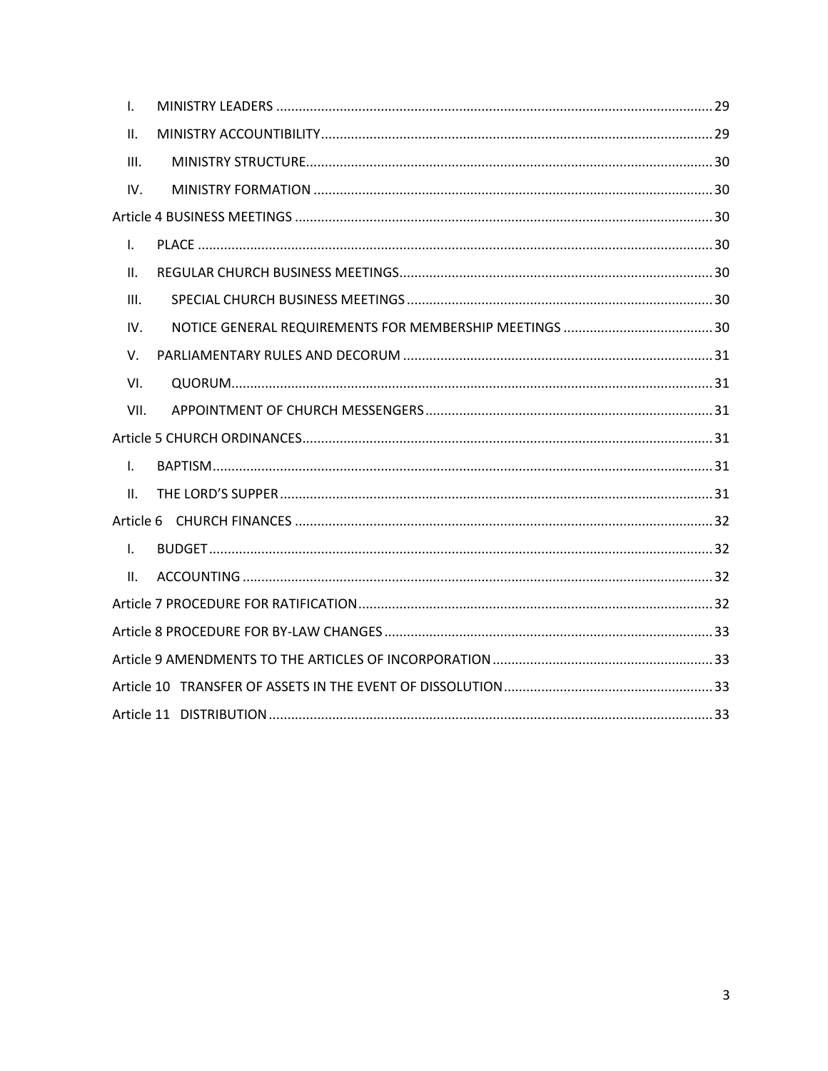I. MINISTRY LEADERS .......... 29

II. MINISTRY ACCOUNTIBILITY .......... 29

III. MINISTRY STRUCTURE .......... 30

IV. MINISTRY FORMATION .......... 30

Article 4 BUSINESS MEETINGS .......... 30

I. PLACE .......... 30

II. REGULAR CHURCH BUSINESS MEETINGS .......... 30

III. SPECIAL CHURCH BUSINESS MEETINGS .......... 30

IV. NOTICE GENERAL REQUIREMENTS FOR MEMBERSHIP MEETINGS .......... 30

V. PARLIAMENTARY RULES AND DECORUM .......... 31

VI. QUORUM .......... 31

VII. APPOINTMENT OF CHURCH MESSENGERS .......... 31

Article 5 CHURCH ORDINANCES .......... 31

I. BAPTISM .......... 31

II. THE LORD'S SUPPER .......... 31

Article 6 CHURCH FINANCES .......... 32

I. BUDGET .......... 32

II. ACCOUNTING .......... 32

Article 7 PROCEDURE FOR RATIFICATION .......... 32

Article 8 PROCEDURE FOR BY-LAW CHANGES .......... 33

Article 9 AMENDMENTS TO THE ARTICLES OF INCORPORATION .......... 33

Article 10 TRANSFER OF ASSETS IN THE EVENT OF DISSOLUTION .......... 33

Article 11 DISTRIBUTION .......... 33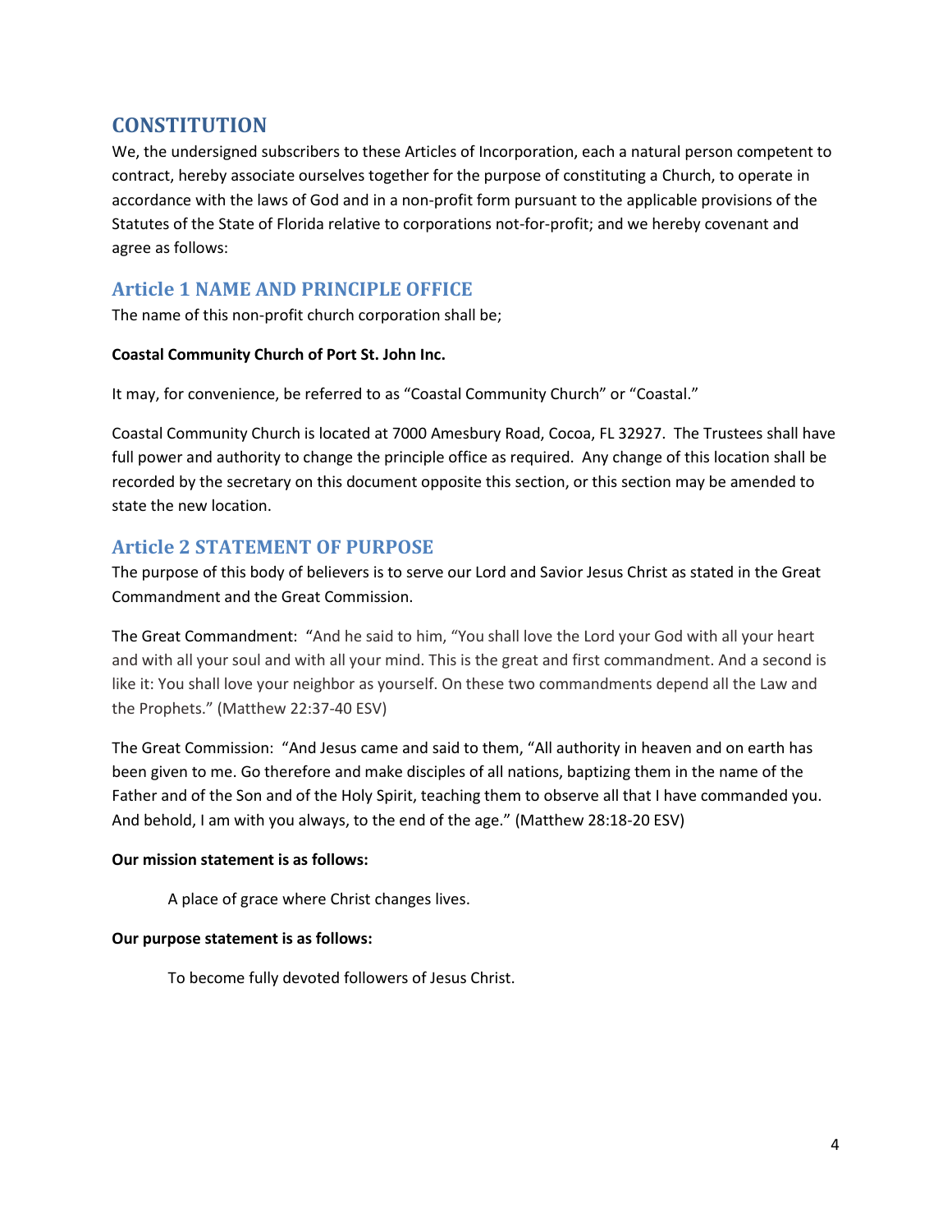# CONSTITUTION

We, the undersigned subscribers to these Articles of Incorporation, each a natural person competent to contract, hereby associate ourselves together for the purpose of constituting a Church, to operate in accordance with the laws of God and in a non-profit form pursuant to the applicable provisions of the Statutes of the State of Florida relative to corporations not-for-profit; and we hereby covenant and agree as follows:

## Article 1 NAME AND PRINCIPLE OFFICE

The name of this non-profit church corporation shall be;

**Coastal Community Church of Port St. John Inc.**

It may, for convenience, be referred to as "Coastal Community Church" or "Coastal."

Coastal Community Church is located at 7000 Amesbury Road, Cocoa, FL 32927. The Trustees shall have full power and authority to change the principle office as required. Any change of this location shall be recorded by the secretary on this document opposite this section, or this section may be amended to state the new location.

## Article 2 STATEMENT OF PURPOSE

The purpose of this body of believers is to serve our Lord and Savior Jesus Christ as stated in the Great Commandment and the Great Commission.

The Great Commandment: "And he said to him, "You shall love the Lord your God with all your heart and with all your soul and with all your mind. This is the great and first commandment. And a second is like it: You shall love your neighbor as yourself. On these two commandments depend all the Law and the Prophets." (Matthew 22:37-40 ESV)

The Great Commission: "And Jesus came and said to them, "All authority in heaven and on earth has been given to me. Go therefore and make disciples of all nations, baptizing them in the name of the Father and of the Son and of the Holy Spirit, teaching them to observe all that I have commanded you. And behold, I am with you always, to the end of the age." (Matthew 28:18-20 ESV)

**Our mission statement is as follows:**

A place of grace where Christ changes lives.

**Our purpose statement is as follows:**

To become fully devoted followers of Jesus Christ.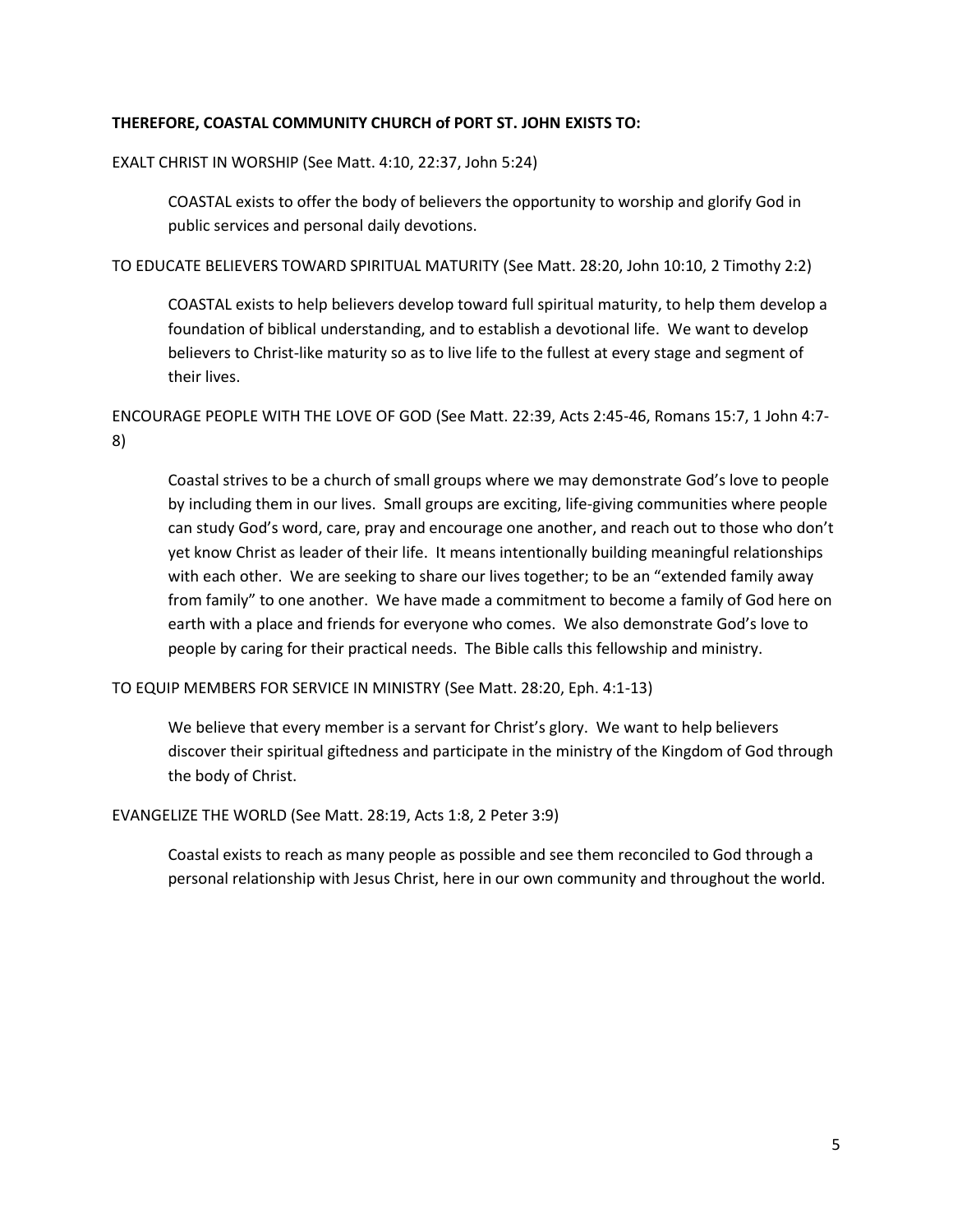**THEREFORE, COASTAL COMMUNITY CHURCH of PORT ST. JOHN EXISTS TO:**

EXALT CHRIST IN WORSHIP (See Matt. 4:10, 22:37, John 5:24)

> COASTAL exists to offer the body of believers the opportunity to worship and glorify God in public services and personal daily devotions.

TO EDUCATE BELIEVERS TOWARD SPIRITUAL MATURITY (See Matt. 28:20, John 10:10, 2 Timothy 2:2)

> COASTAL exists to help believers develop toward full spiritual maturity, to help them develop a foundation of biblical understanding, and to establish a devotional life. We want to develop believers to Christ-like maturity so as to live life to the fullest at every stage and segment of their lives.

ENCOURAGE PEOPLE WITH THE LOVE OF GOD (See Matt. 22:39, Acts 2:45-46, Romans 15:7, 1 John 4:7-8)

> Coastal strives to be a church of small groups where we may demonstrate God's love to people by including them in our lives. Small groups are exciting, life-giving communities where people can study God's word, care, pray and encourage one another, and reach out to those who don't yet know Christ as leader of their life. It means intentionally building meaningful relationships with each other. We are seeking to share our lives together; to be an "extended family away from family" to one another. We have made a commitment to become a family of God here on earth with a place and friends for everyone who comes. We also demonstrate God's love to people by caring for their practical needs. The Bible calls this fellowship and ministry.

TO EQUIP MEMBERS FOR SERVICE IN MINISTRY (See Matt. 28:20, Eph. 4:1-13)

> We believe that every member is a servant for Christ's glory. We want to help believers discover their spiritual giftedness and participate in the ministry of the Kingdom of God through the body of Christ.

EVANGELIZE THE WORLD (See Matt. 28:19, Acts 1:8, 2 Peter 3:9)

> Coastal exists to reach as many people as possible and see them reconciled to God through a personal relationship with Jesus Christ, here in our own community and throughout the world.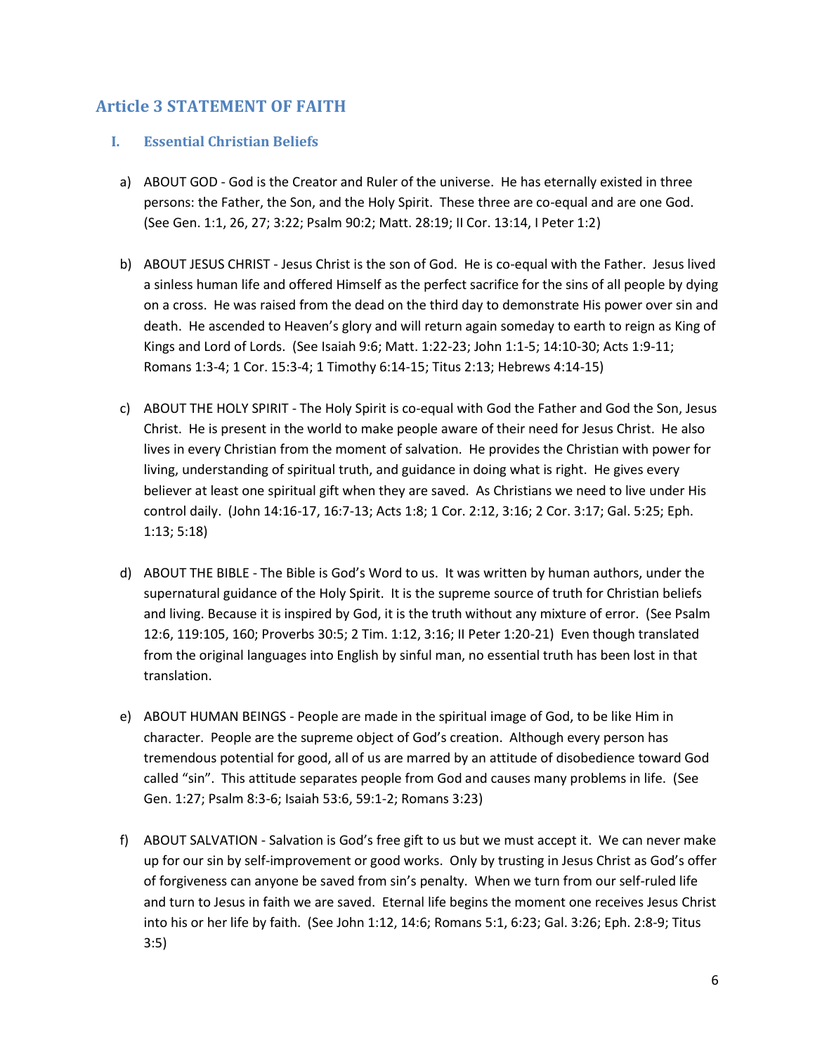## Article 3 STATEMENT OF FAITH

### I. Essential Christian Beliefs

a) ABOUT GOD - God is the Creator and Ruler of the universe. He has eternally existed in three persons: the Father, the Son, and the Holy Spirit. These three are co-equal and are one God. (See Gen. 1:1, 26, 27; 3:22; Psalm 90:2; Matt. 28:19; II Cor. 13:14, I Peter 1:2)

b) ABOUT JESUS CHRIST - Jesus Christ is the son of God. He is co-equal with the Father. Jesus lived a sinless human life and offered Himself as the perfect sacrifice for the sins of all people by dying on a cross. He was raised from the dead on the third day to demonstrate His power over sin and death. He ascended to Heaven's glory and will return again someday to earth to reign as King of Kings and Lord of Lords. (See Isaiah 9:6; Matt. 1:22-23; John 1:1-5; 14:10-30; Acts 1:9-11; Romans 1:3-4; 1 Cor. 15:3-4; 1 Timothy 6:14-15; Titus 2:13; Hebrews 4:14-15)

c) ABOUT THE HOLY SPIRIT - The Holy Spirit is co-equal with God the Father and God the Son, Jesus Christ. He is present in the world to make people aware of their need for Jesus Christ. He also lives in every Christian from the moment of salvation. He provides the Christian with power for living, understanding of spiritual truth, and guidance in doing what is right. He gives every believer at least one spiritual gift when they are saved. As Christians we need to live under His control daily. (John 14:16-17, 16:7-13; Acts 1:8; 1 Cor. 2:12, 3:16; 2 Cor. 3:17; Gal. 5:25; Eph. 1:13; 5:18)

d) ABOUT THE BIBLE - The Bible is God's Word to us. It was written by human authors, under the supernatural guidance of the Holy Spirit. It is the supreme source of truth for Christian beliefs and living. Because it is inspired by God, it is the truth without any mixture of error. (See Psalm 12:6, 119:105, 160; Proverbs 30:5; 2 Tim. 1:12, 3:16; II Peter 1:20-21) Even though translated from the original languages into English by sinful man, no essential truth has been lost in that translation.

e) ABOUT HUMAN BEINGS - People are made in the spiritual image of God, to be like Him in character. People are the supreme object of God's creation. Although every person has tremendous potential for good, all of us are marred by an attitude of disobedience toward God called "sin". This attitude separates people from God and causes many problems in life. (See Gen. 1:27; Psalm 8:3-6; Isaiah 53:6, 59:1-2; Romans 3:23)

f) ABOUT SALVATION - Salvation is God's free gift to us but we must accept it. We can never make up for our sin by self-improvement or good works. Only by trusting in Jesus Christ as God's offer of forgiveness can anyone be saved from sin's penalty. When we turn from our self-ruled life and turn to Jesus in faith we are saved. Eternal life begins the moment one receives Jesus Christ into his or her life by faith. (See John 1:12, 14:6; Romans 5:1, 6:23; Gal. 3:26; Eph. 2:8-9; Titus 3:5)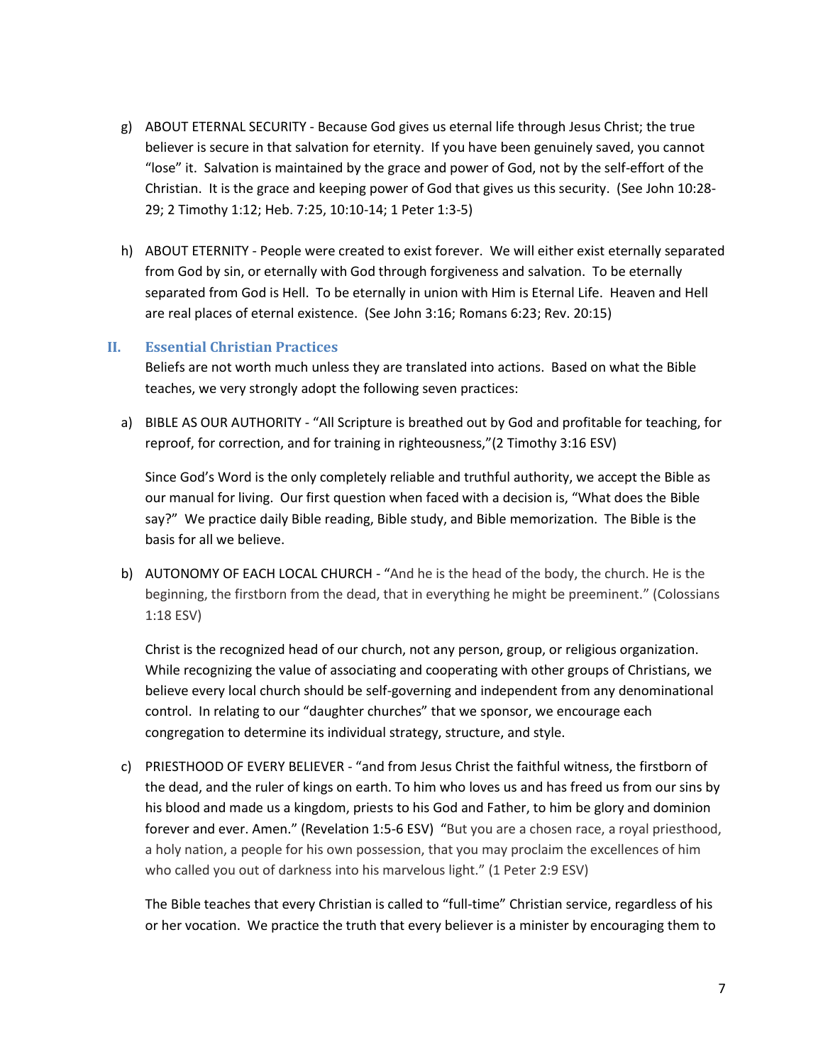g) ABOUT ETERNAL SECURITY - Because God gives us eternal life through Jesus Christ; the true believer is secure in that salvation for eternity. If you have been genuinely saved, you cannot "lose" it. Salvation is maintained by the grace and power of God, not by the self-effort of the Christian. It is the grace and keeping power of God that gives us this security. (See John 10:28-29; 2 Timothy 1:12; Heb. 7:25, 10:10-14; 1 Peter 1:3-5)

h) ABOUT ETERNITY - People were created to exist forever. We will either exist eternally separated from God by sin, or eternally with God through forgiveness and salvation. To be eternally separated from God is Hell. To be eternally in union with Him is Eternal Life. Heaven and Hell are real places of eternal existence. (See John 3:16; Romans 6:23; Rev. 20:15)

## II. Essential Christian Practices

Beliefs are not worth much unless they are translated into actions. Based on what the Bible teaches, we very strongly adopt the following seven practices:

a) BIBLE AS OUR AUTHORITY - "All Scripture is breathed out by God and profitable for teaching, for reproof, for correction, and for training in righteousness,"(2 Timothy 3:16 ESV)

Since God's Word is the only completely reliable and truthful authority, we accept the Bible as our manual for living. Our first question when faced with a decision is, "What does the Bible say?" We practice daily Bible reading, Bible study, and Bible memorization. The Bible is the basis for all we believe.

b) AUTONOMY OF EACH LOCAL CHURCH - "And he is the head of the body, the church. He is the beginning, the firstborn from the dead, that in everything he might be preeminent." (Colossians 1:18 ESV)

Christ is the recognized head of our church, not any person, group, or religious organization. While recognizing the value of associating and cooperating with other groups of Christians, we believe every local church should be self-governing and independent from any denominational control. In relating to our "daughter churches" that we sponsor, we encourage each congregation to determine its individual strategy, structure, and style.

c) PRIESTHOOD OF EVERY BELIEVER - "and from Jesus Christ the faithful witness, the firstborn of the dead, and the ruler of kings on earth. To him who loves us and has freed us from our sins by his blood and made us a kingdom, priests to his God and Father, to him be glory and dominion forever and ever. Amen." (Revelation 1:5-6 ESV) "But you are a chosen race, a royal priesthood, a holy nation, a people for his own possession, that you may proclaim the excellences of him who called you out of darkness into his marvelous light." (1 Peter 2:9 ESV)

The Bible teaches that every Christian is called to "full-time" Christian service, regardless of his or her vocation. We practice the truth that every believer is a minister by encouraging them to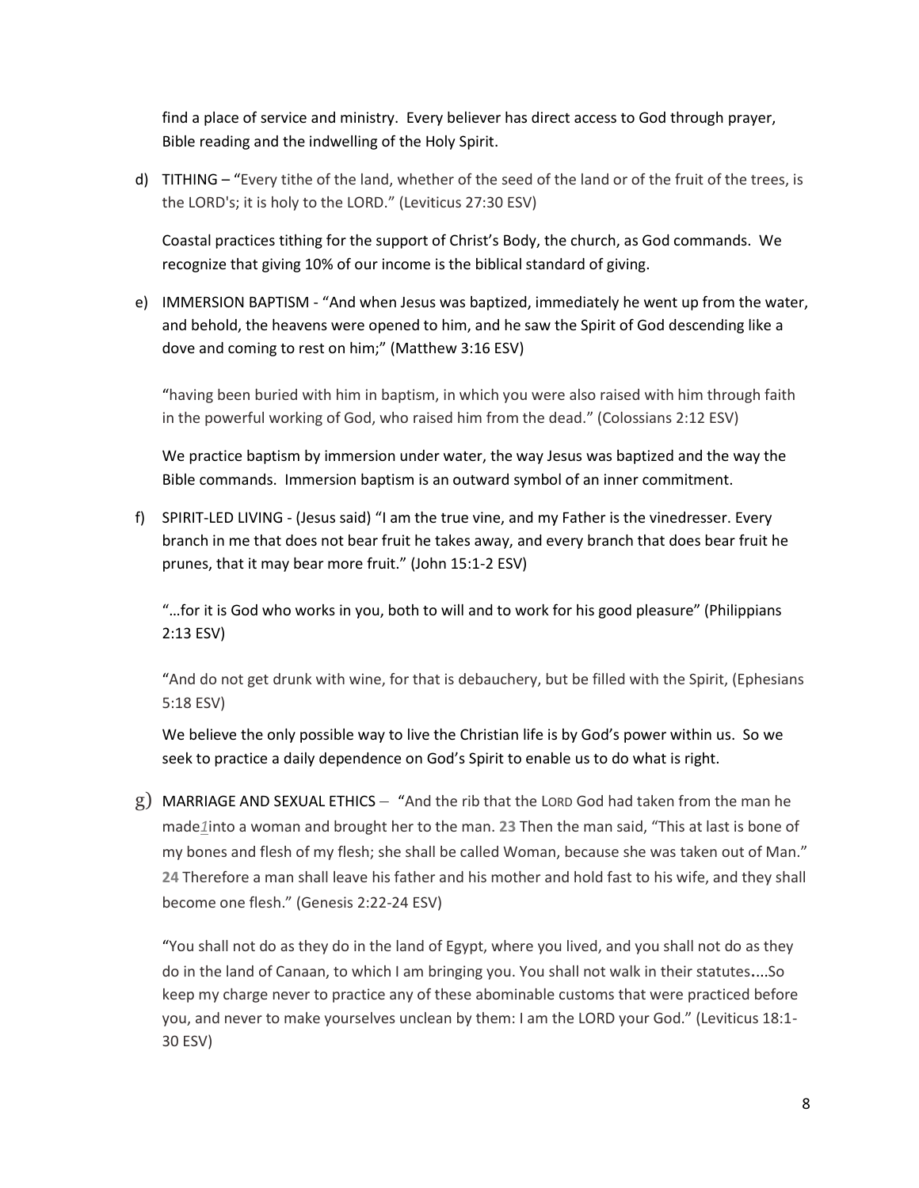find a place of service and ministry. Every believer has direct access to God through prayer, Bible reading and the indwelling of the Holy Spirit.

d) TITHING – "Every tithe of the land, whether of the seed of the land or of the fruit of the trees, is the LORD's; it is holy to the LORD." (Leviticus 27:30 ESV)

   Coastal practices tithing for the support of Christ's Body, the church, as God commands. We recognize that giving 10% of our income is the biblical standard of giving.

e) IMMERSION BAPTISM - "And when Jesus was baptized, immediately he went up from the water, and behold, the heavens were opened to him, and he saw the Spirit of God descending like a dove and coming to rest on him;" (Matthew 3:16 ESV)

   "having been buried with him in baptism, in which you were also raised with him through faith in the powerful working of God, who raised him from the dead." (Colossians 2:12 ESV)

   We practice baptism by immersion under water, the way Jesus was baptized and the way the Bible commands. Immersion baptism is an outward symbol of an inner commitment.

f) SPIRIT-LED LIVING - (Jesus said) "I am the true vine, and my Father is the vinedresser. Every branch in me that does not bear fruit he takes away, and every branch that does bear fruit he prunes, that it may bear more fruit." (John 15:1-2 ESV)

   "…for it is God who works in you, both to will and to work for his good pleasure" (Philippians 2:13 ESV)

   "And do not get drunk with wine, for that is debauchery, but be filled with the Spirit, (Ephesians 5:18 ESV)

   We believe the only possible way to live the Christian life is by God's power within us. So we seek to practice a daily dependence on God's Spirit to enable us to do what is right.

g) MARRIAGE AND SEXUAL ETHICS – "And the rib that the LORD God had taken from the man he made[1]into a woman and brought her to the man. **23** Then the man said, "This at last is bone of my bones and flesh of my flesh; she shall be called Woman, because she was taken out of Man." **24** Therefore a man shall leave his father and his mother and hold fast to his wife, and they shall become one flesh." (Genesis 2:22-24 ESV)

   "You shall not do as they do in the land of Egypt, where you lived, and you shall not do as they do in the land of Canaan, to which I am bringing you. You shall not walk in their statutes....So keep my charge never to practice any of these abominable customs that were practiced before you, and never to make yourselves unclean by them: I am the LORD your God." (Leviticus 18:1-30 ESV)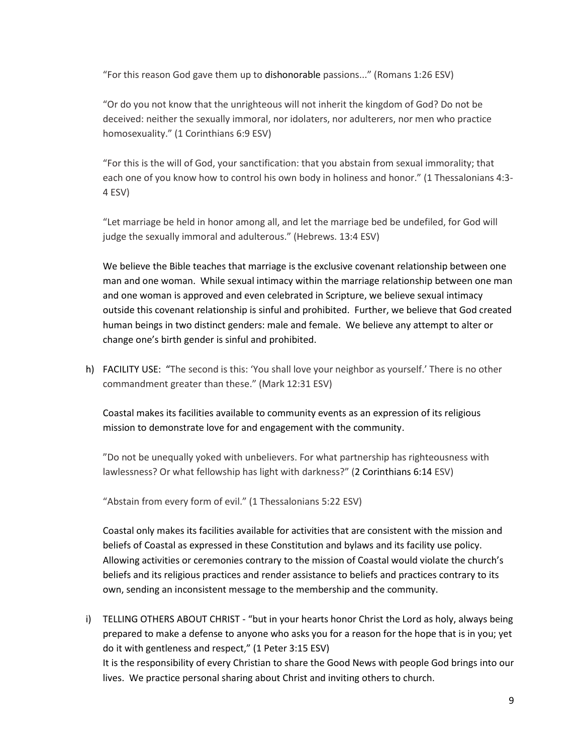"For this reason God gave them up to dishonorable passions..." (Romans 1:26 ESV)

"Or do you not know that the unrighteous will not inherit the kingdom of God? Do not be deceived: neither the sexually immoral, nor idolaters, nor adulterers, nor men who practice homosexuality." (1 Corinthians 6:9 ESV)

"For this is the will of God, your sanctification: that you abstain from sexual immorality; that each one of you know how to control his own body in holiness and honor." (1 Thessalonians 4:3-4 ESV)

"Let marriage be held in honor among all, and let the marriage bed be undefiled, for God will judge the sexually immoral and adulterous." (Hebrews. 13:4 ESV)

We believe the Bible teaches that marriage is the exclusive covenant relationship between one man and one woman. While sexual intimacy within the marriage relationship between one man and one woman is approved and even celebrated in Scripture, we believe sexual intimacy outside this covenant relationship is sinful and prohibited. Further, we believe that God created human beings in two distinct genders: male and female. We believe any attempt to alter or change one's birth gender is sinful and prohibited.

h) FACILITY USE: "The second is this: 'You shall love your neighbor as yourself.' There is no other commandment greater than these." (Mark 12:31 ESV)

Coastal makes its facilities available to community events as an expression of its religious mission to demonstrate love for and engagement with the community.

"Do not be unequally yoked with unbelievers. For what partnership has righteousness with lawlessness? Or what fellowship has light with darkness?" (2 Corinthians 6:14 ESV)

"Abstain from every form of evil." (1 Thessalonians 5:22 ESV)

Coastal only makes its facilities available for activities that are consistent with the mission and beliefs of Coastal as expressed in these Constitution and bylaws and its facility use policy. Allowing activities or ceremonies contrary to the mission of Coastal would violate the church's beliefs and its religious practices and render assistance to beliefs and practices contrary to its own, sending an inconsistent message to the membership and the community.

i) TELLING OTHERS ABOUT CHRIST - "but in your hearts honor Christ the Lord as holy, always being prepared to make a defense to anyone who asks you for a reason for the hope that is in you; yet do it with gentleness and respect," (1 Peter 3:15 ESV)
It is the responsibility of every Christian to share the Good News with people God brings into our lives. We practice personal sharing about Christ and inviting others to church.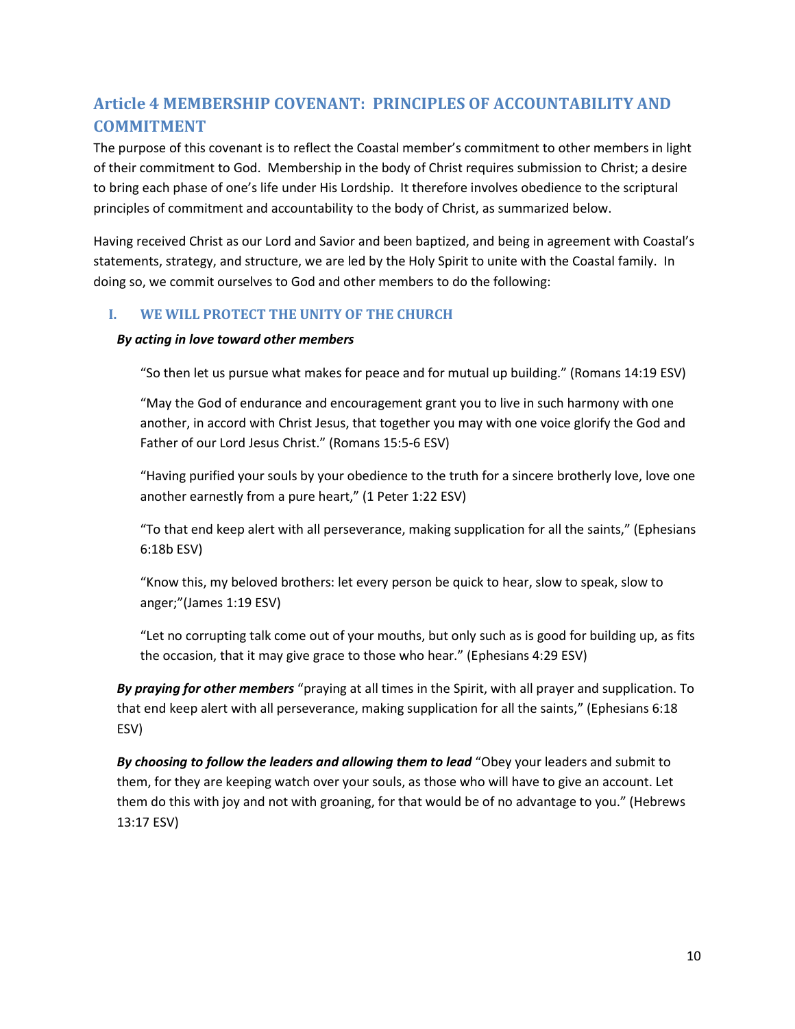## Article 4 MEMBERSHIP COVENANT: PRINCIPLES OF ACCOUNTABILITY AND COMMITMENT

The purpose of this covenant is to reflect the Coastal member's commitment to other members in light of their commitment to God. Membership in the body of Christ requires submission to Christ; a desire to bring each phase of one's life under His Lordship. It therefore involves obedience to the scriptural principles of commitment and accountability to the body of Christ, as summarized below.

Having received Christ as our Lord and Savior and been baptized, and being in agreement with Coastal's statements, strategy, and structure, we are led by the Holy Spirit to unite with the Coastal family. In doing so, we commit ourselves to God and other members to do the following:

### I. WE WILL PROTECT THE UNITY OF THE CHURCH

***By acting in love toward other members***

"So then let us pursue what makes for peace and for mutual up building." (Romans 14:19 ESV)

"May the God of endurance and encouragement grant you to live in such harmony with one another, in accord with Christ Jesus, that together you may with one voice glorify the God and Father of our Lord Jesus Christ." (Romans 15:5-6 ESV)

"Having purified your souls by your obedience to the truth for a sincere brotherly love, love one another earnestly from a pure heart," (1 Peter 1:22 ESV)

"To that end keep alert with all perseverance, making supplication for all the saints," (Ephesians 6:18b ESV)

"Know this, my beloved brothers: let every person be quick to hear, slow to speak, slow to anger;"(James 1:19 ESV)

"Let no corrupting talk come out of your mouths, but only such as is good for building up, as fits the occasion, that it may give grace to those who hear." (Ephesians 4:29 ESV)

***By praying for other members*** "praying at all times in the Spirit, with all prayer and supplication. To that end keep alert with all perseverance, making supplication for all the saints," (Ephesians 6:18 ESV)

***By choosing to follow the leaders and allowing them to lead*** "Obey your leaders and submit to them, for they are keeping watch over your souls, as those who will have to give an account. Let them do this with joy and not with groaning, for that would be of no advantage to you." (Hebrews 13:17 ESV)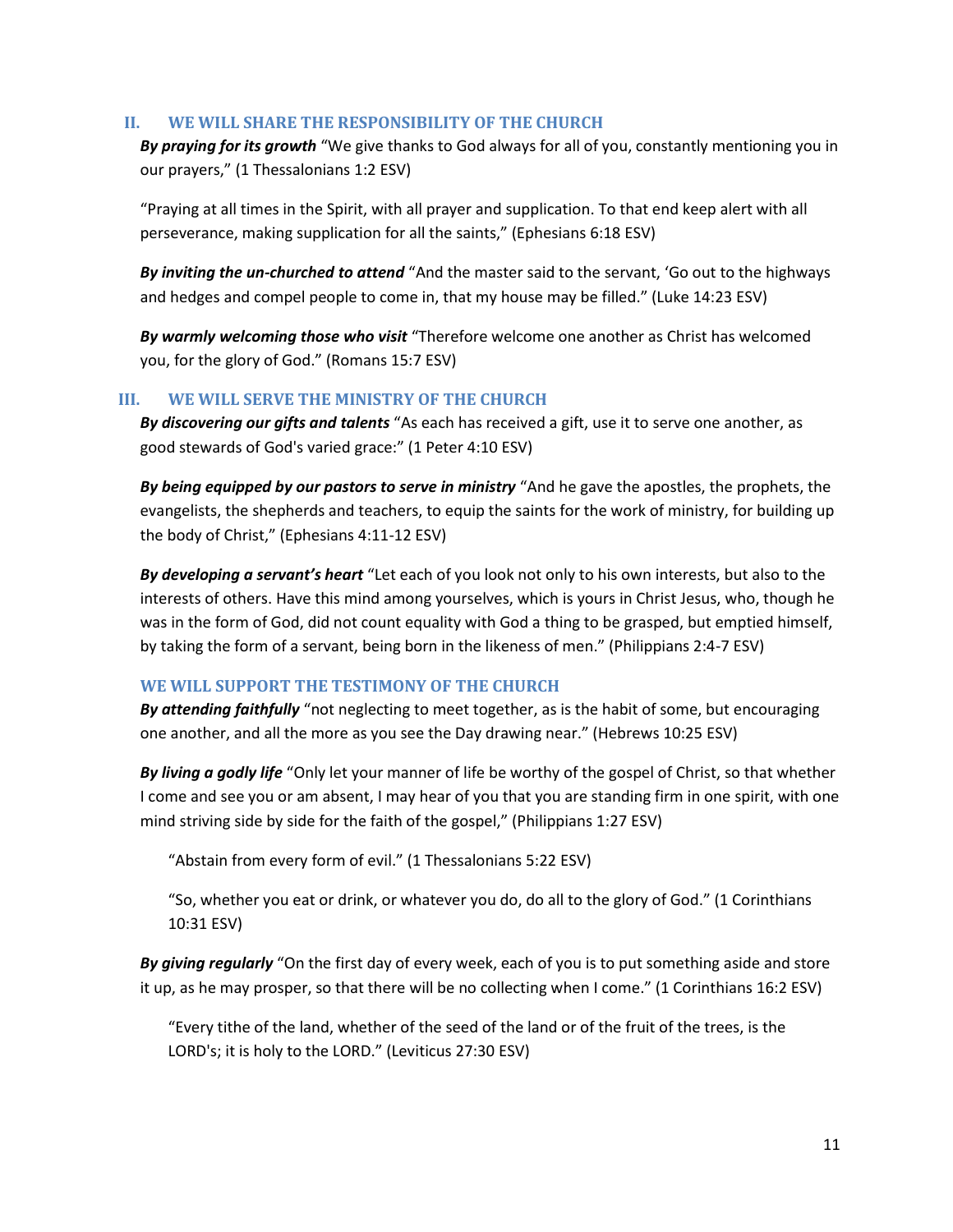## II. WE WILL SHARE THE RESPONSIBILITY OF THE CHURCH

***By praying for its growth*** "We give thanks to God always for all of you, constantly mentioning you in our prayers," (1 Thessalonians 1:2 ESV)

"Praying at all times in the Spirit, with all prayer and supplication. To that end keep alert with all perseverance, making supplication for all the saints," (Ephesians 6:18 ESV)

***By inviting the un-churched to attend*** "And the master said to the servant, 'Go out to the highways and hedges and compel people to come in, that my house may be filled." (Luke 14:23 ESV)

***By warmly welcoming those who visit*** "Therefore welcome one another as Christ has welcomed you, for the glory of God." (Romans 15:7 ESV)

## III. WE WILL SERVE THE MINISTRY OF THE CHURCH

***By discovering our gifts and talents*** "As each has received a gift, use it to serve one another, as good stewards of God's varied grace:" (1 Peter 4:10 ESV)

***By being equipped by our pastors to serve in ministry*** "And he gave the apostles, the prophets, the evangelists, the shepherds and teachers, to equip the saints for the work of ministry, for building up the body of Christ," (Ephesians 4:11-12 ESV)

***By developing a servant's heart*** "Let each of you look not only to his own interests, but also to the interests of others. Have this mind among yourselves, which is yours in Christ Jesus, who, though he was in the form of God, did not count equality with God a thing to be grasped, but emptied himself, by taking the form of a servant, being born in the likeness of men." (Philippians 2:4-7 ESV)

## WE WILL SUPPORT THE TESTIMONY OF THE CHURCH

***By attending faithfully*** "not neglecting to meet together, as is the habit of some, but encouraging one another, and all the more as you see the Day drawing near." (Hebrews 10:25 ESV)

***By living a godly life*** "Only let your manner of life be worthy of the gospel of Christ, so that whether I come and see you or am absent, I may hear of you that you are standing firm in one spirit, with one mind striving side by side for the faith of the gospel," (Philippians 1:27 ESV)

"Abstain from every form of evil." (1 Thessalonians 5:22 ESV)

"So, whether you eat or drink, or whatever you do, do all to the glory of God." (1 Corinthians 10:31 ESV)

***By giving regularly*** "On the first day of every week, each of you is to put something aside and store it up, as he may prosper, so that there will be no collecting when I come." (1 Corinthians 16:2 ESV)

"Every tithe of the land, whether of the seed of the land or of the fruit of the trees, is the LORD's; it is holy to the LORD." (Leviticus 27:30 ESV)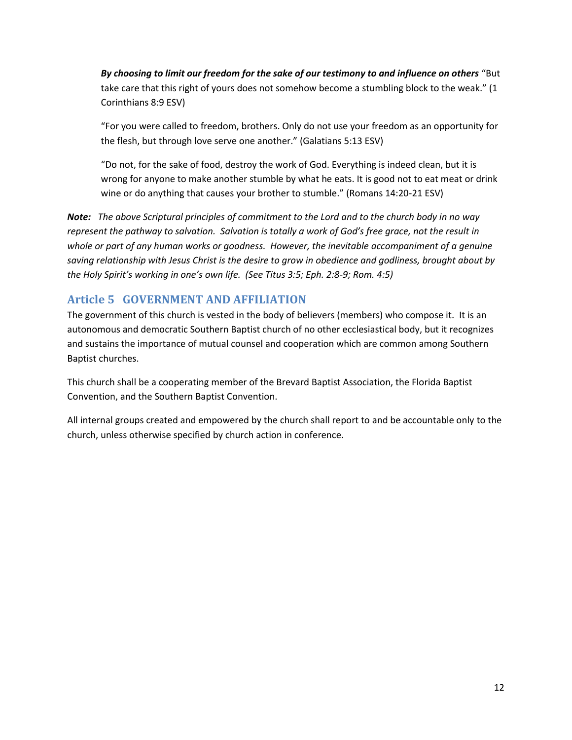***By choosing to limit our freedom for the sake of our testimony to and influence on others*** "But take care that this right of yours does not somehow become a stumbling block to the weak." (1 Corinthians 8:9 ESV)

"For you were called to freedom, brothers. Only do not use your freedom as an opportunity for the flesh, but through love serve one another." (Galatians 5:13 ESV)

"Do not, for the sake of food, destroy the work of God. Everything is indeed clean, but it is wrong for anyone to make another stumble by what he eats. It is good not to eat meat or drink wine or do anything that causes your brother to stumble." (Romans 14:20-21 ESV)

***Note:*** *The above Scriptural principles of commitment to the Lord and to the church body in no way represent the pathway to salvation. Salvation is totally a work of God's free grace, not the result in whole or part of any human works or goodness. However, the inevitable accompaniment of a genuine saving relationship with Jesus Christ is the desire to grow in obedience and godliness, brought about by the Holy Spirit's working in one's own life. (See Titus 3:5; Eph. 2:8-9; Rom. 4:5)*

## Article 5 GOVERNMENT AND AFFILIATION

The government of this church is vested in the body of believers (members) who compose it. It is an autonomous and democratic Southern Baptist church of no other ecclesiastical body, but it recognizes and sustains the importance of mutual counsel and cooperation which are common among Southern Baptist churches.

This church shall be a cooperating member of the Brevard Baptist Association, the Florida Baptist Convention, and the Southern Baptist Convention.

All internal groups created and empowered by the church shall report to and be accountable only to the church, unless otherwise specified by church action in conference.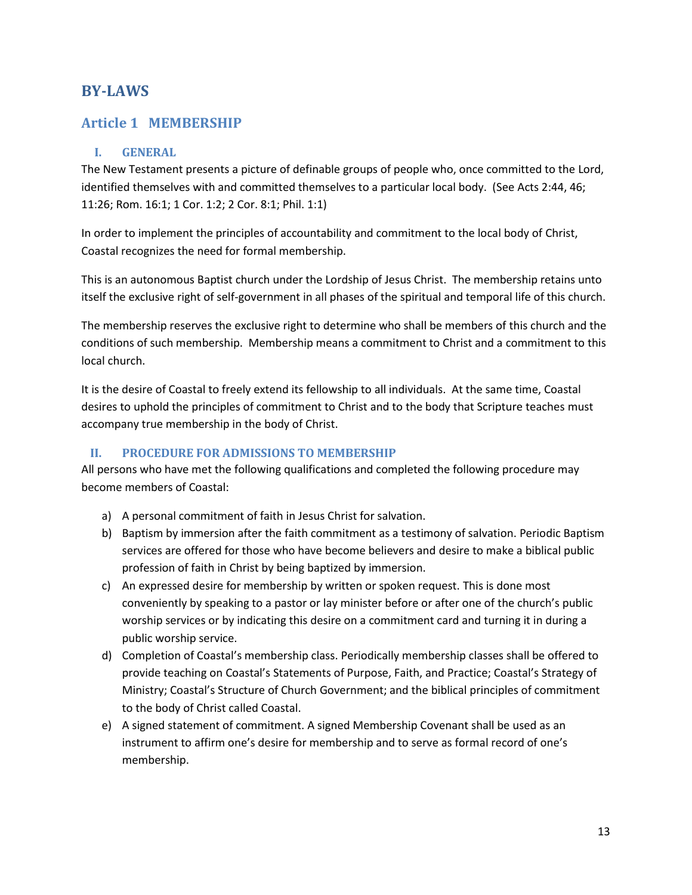# BY-LAWS

## Article 1 MEMBERSHIP

### I. GENERAL

The New Testament presents a picture of definable groups of people who, once committed to the Lord, identified themselves with and committed themselves to a particular local body. (See Acts 2:44, 46; 11:26; Rom. 16:1; 1 Cor. 1:2; 2 Cor. 8:1; Phil. 1:1)

In order to implement the principles of accountability and commitment to the local body of Christ, Coastal recognizes the need for formal membership.

This is an autonomous Baptist church under the Lordship of Jesus Christ. The membership retains unto itself the exclusive right of self-government in all phases of the spiritual and temporal life of this church.

The membership reserves the exclusive right to determine who shall be members of this church and the conditions of such membership. Membership means a commitment to Christ and a commitment to this local church.

It is the desire of Coastal to freely extend its fellowship to all individuals. At the same time, Coastal desires to uphold the principles of commitment to Christ and to the body that Scripture teaches must accompany true membership in the body of Christ.

### II. PROCEDURE FOR ADMISSIONS TO MEMBERSHIP

All persons who have met the following qualifications and completed the following procedure may become members of Coastal:

a) A personal commitment of faith in Jesus Christ for salvation.
b) Baptism by immersion after the faith commitment as a testimony of salvation. Periodic Baptism services are offered for those who have become believers and desire to make a biblical public profession of faith in Christ by being baptized by immersion.
c) An expressed desire for membership by written or spoken request. This is done most conveniently by speaking to a pastor or lay minister before or after one of the church's public worship services or by indicating this desire on a commitment card and turning it in during a public worship service.
d) Completion of Coastal's membership class. Periodically membership classes shall be offered to provide teaching on Coastal's Statements of Purpose, Faith, and Practice; Coastal's Strategy of Ministry; Coastal's Structure of Church Government; and the biblical principles of commitment to the body of Christ called Coastal.
e) A signed statement of commitment. A signed Membership Covenant shall be used as an instrument to affirm one's desire for membership and to serve as formal record of one's membership.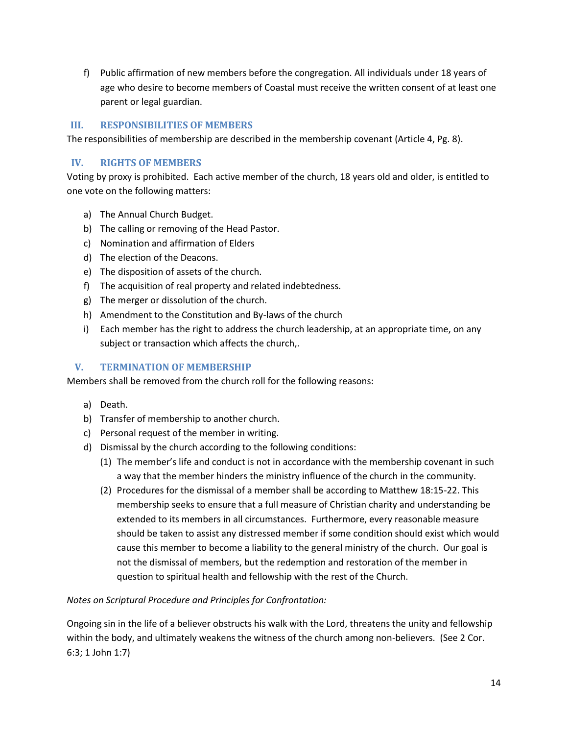f) Public affirmation of new members before the congregation. All individuals under 18 years of age who desire to become members of Coastal must receive the written consent of at least one parent or legal guardian.

## III. RESPONSIBILITIES OF MEMBERS

The responsibilities of membership are described in the membership covenant (Article 4, Pg. 8).

## IV. RIGHTS OF MEMBERS

Voting by proxy is prohibited. Each active member of the church, 18 years old and older, is entitled to one vote on the following matters:

a) The Annual Church Budget.
b) The calling or removing of the Head Pastor.
c) Nomination and affirmation of Elders
d) The election of the Deacons.
e) The disposition of assets of the church.
f) The acquisition of real property and related indebtedness.
g) The merger or dissolution of the church.
h) Amendment to the Constitution and By-laws of the church
i) Each member has the right to address the church leadership, at an appropriate time, on any subject or transaction which affects the church,.

## V. TERMINATION OF MEMBERSHIP

Members shall be removed from the church roll for the following reasons:

a) Death.
b) Transfer of membership to another church.
c) Personal request of the member in writing.
d) Dismissal by the church according to the following conditions:
   (1) The member's life and conduct is not in accordance with the membership covenant in such a way that the member hinders the ministry influence of the church in the community.
   (2) Procedures for the dismissal of a member shall be according to Matthew 18:15-22. This membership seeks to ensure that a full measure of Christian charity and understanding be extended to its members in all circumstances. Furthermore, every reasonable measure should be taken to assist any distressed member if some condition should exist which would cause this member to become a liability to the general ministry of the church. Our goal is not the dismissal of members, but the redemption and restoration of the member in question to spiritual health and fellowship with the rest of the Church.

*Notes on Scriptural Procedure and Principles for Confrontation:*

Ongoing sin in the life of a believer obstructs his walk with the Lord, threatens the unity and fellowship within the body, and ultimately weakens the witness of the church among non-believers. (See 2 Cor. 6:3; 1 John 1:7)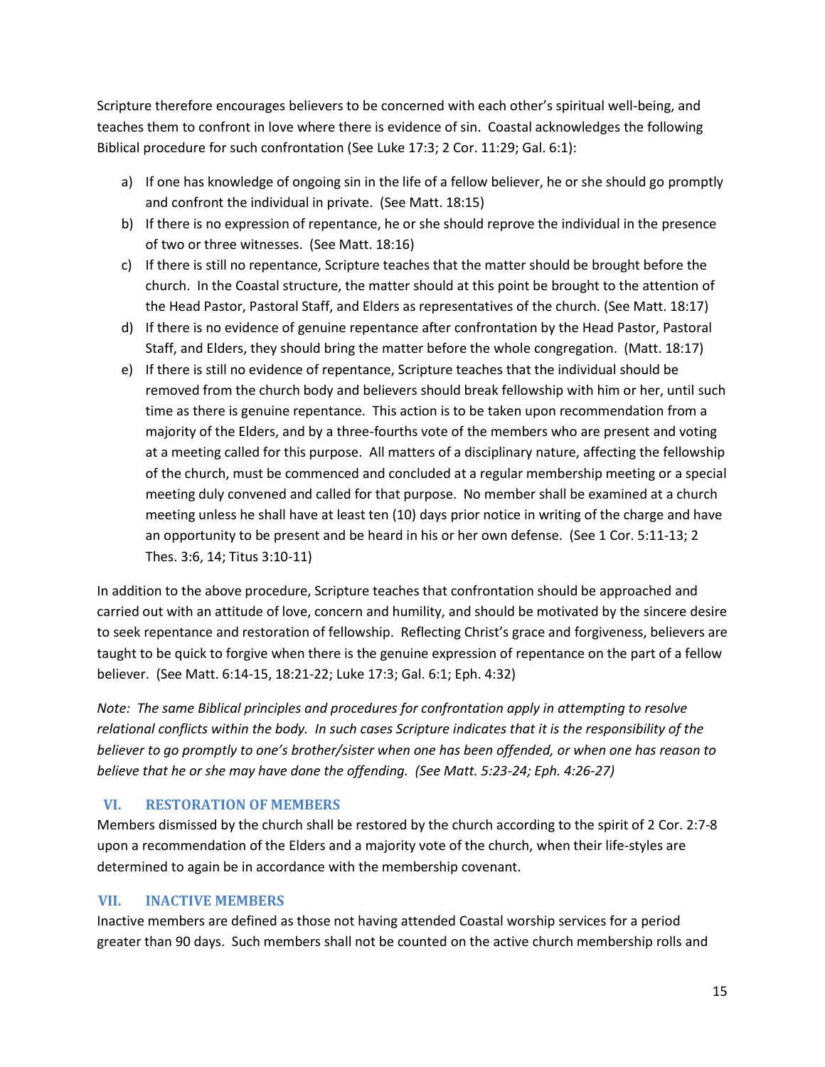Scripture therefore encourages believers to be concerned with each other's spiritual well-being, and teaches them to confront in love where there is evidence of sin. Coastal acknowledges the following Biblical procedure for such confrontation (See Luke 17:3; 2 Cor. 11:29; Gal. 6:1):

a) If one has knowledge of ongoing sin in the life of a fellow believer, he or she should go promptly and confront the individual in private. (See Matt. 18:15)
b) If there is no expression of repentance, he or she should reprove the individual in the presence of two or three witnesses. (See Matt. 18:16)
c) If there is still no repentance, Scripture teaches that the matter should be brought before the church. In the Coastal structure, the matter should at this point be brought to the attention of the Head Pastor, Pastoral Staff, and Elders as representatives of the church. (See Matt. 18:17)
d) If there is no evidence of genuine repentance after confrontation by the Head Pastor, Pastoral Staff, and Elders, they should bring the matter before the whole congregation. (Matt. 18:17)
e) If there is still no evidence of repentance, Scripture teaches that the individual should be removed from the church body and believers should break fellowship with him or her, until such time as there is genuine repentance. This action is to be taken upon recommendation from a majority of the Elders, and by a three-fourths vote of the members who are present and voting at a meeting called for this purpose. All matters of a disciplinary nature, affecting the fellowship of the church, must be commenced and concluded at a regular membership meeting or a special meeting duly convened and called for that purpose. No member shall be examined at a church meeting unless he shall have at least ten (10) days prior notice in writing of the charge and have an opportunity to be present and be heard in his or her own defense. (See 1 Cor. 5:11-13; 2 Thes. 3:6, 14; Titus 3:10-11)

In addition to the above procedure, Scripture teaches that confrontation should be approached and carried out with an attitude of love, concern and humility, and should be motivated by the sincere desire to seek repentance and restoration of fellowship. Reflecting Christ's grace and forgiveness, believers are taught to be quick to forgive when there is the genuine expression of repentance on the part of a fellow believer. (See Matt. 6:14-15, 18:21-22; Luke 17:3; Gal. 6:1; Eph. 4:32)

*Note: The same Biblical principles and procedures for confrontation apply in attempting to resolve relational conflicts within the body. In such cases Scripture indicates that it is the responsibility of the believer to go promptly to one's brother/sister when one has been offended, or when one has reason to believe that he or she may have done the offending. (See Matt. 5:23-24; Eph. 4:26-27)*

## VI. RESTORATION OF MEMBERS

Members dismissed by the church shall be restored by the church according to the spirit of 2 Cor. 2:7-8 upon a recommendation of the Elders and a majority vote of the church, when their life-styles are determined to again be in accordance with the membership covenant.

## VII. INACTIVE MEMBERS

Inactive members are defined as those not having attended Coastal worship services for a period greater than 90 days. Such members shall not be counted on the active church membership rolls and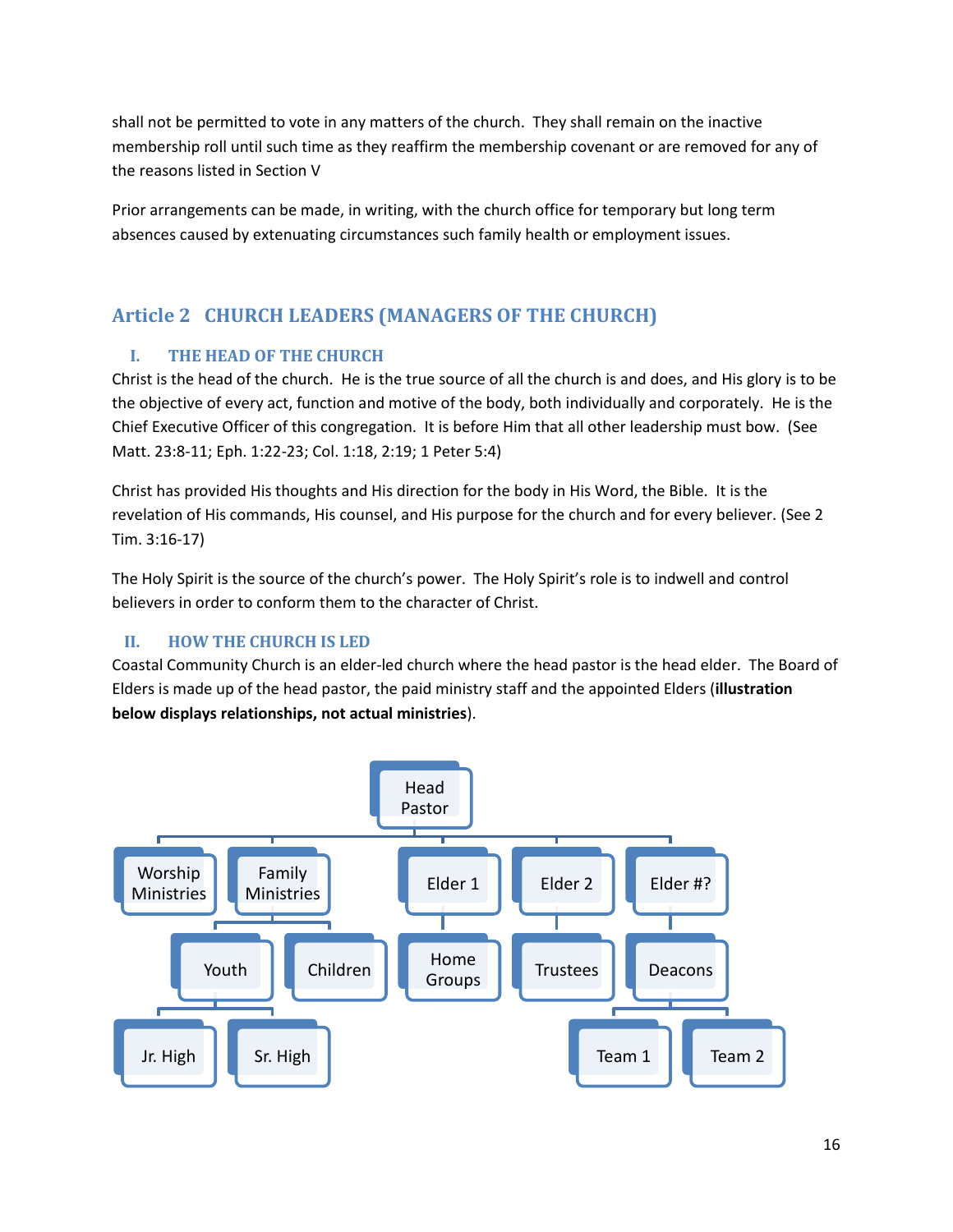shall not be permitted to vote in any matters of the church. They shall remain on the inactive membership roll until such time as they reaffirm the membership covenant or are removed for any of the reasons listed in Section V

Prior arrangements can be made, in writing, with the church office for temporary but long term absences caused by extenuating circumstances such family health or employment issues.

## Article 2 CHURCH LEADERS (MANAGERS OF THE CHURCH)

### I. THE HEAD OF THE CHURCH

Christ is the head of the church. He is the true source of all the church is and does, and His glory is to be the objective of every act, function and motive of the body, both individually and corporately. He is the Chief Executive Officer of this congregation. It is before Him that all other leadership must bow. (See Matt. 23:8-11; Eph. 1:22-23; Col. 1:18, 2:19; 1 Peter 5:4)

Christ has provided His thoughts and His direction for the body in His Word, the Bible. It is the revelation of His commands, His counsel, and His purpose for the church and for every believer. (See 2 Tim. 3:16-17)

The Holy Spirit is the source of the church's power. The Holy Spirit's role is to indwell and control believers in order to conform them to the character of Christ.

### II. HOW THE CHURCH IS LED

Coastal Community Church is an elder-led church where the head pastor is the head elder. The Board of Elders is made up of the head pastor, the paid ministry staff and the appointed Elders (**illustration below displays relationships, not actual ministries**).

- Head Pastor
  - Worship Ministries
  - Family Ministries
    - Youth
      - Jr. High
      - Sr. High
    - Children
  - Elder 1
    - Home Groups
  - Elder 2
    - Trustees
  - Elder #?
    - Deacons
      - Team 1
      - Team 2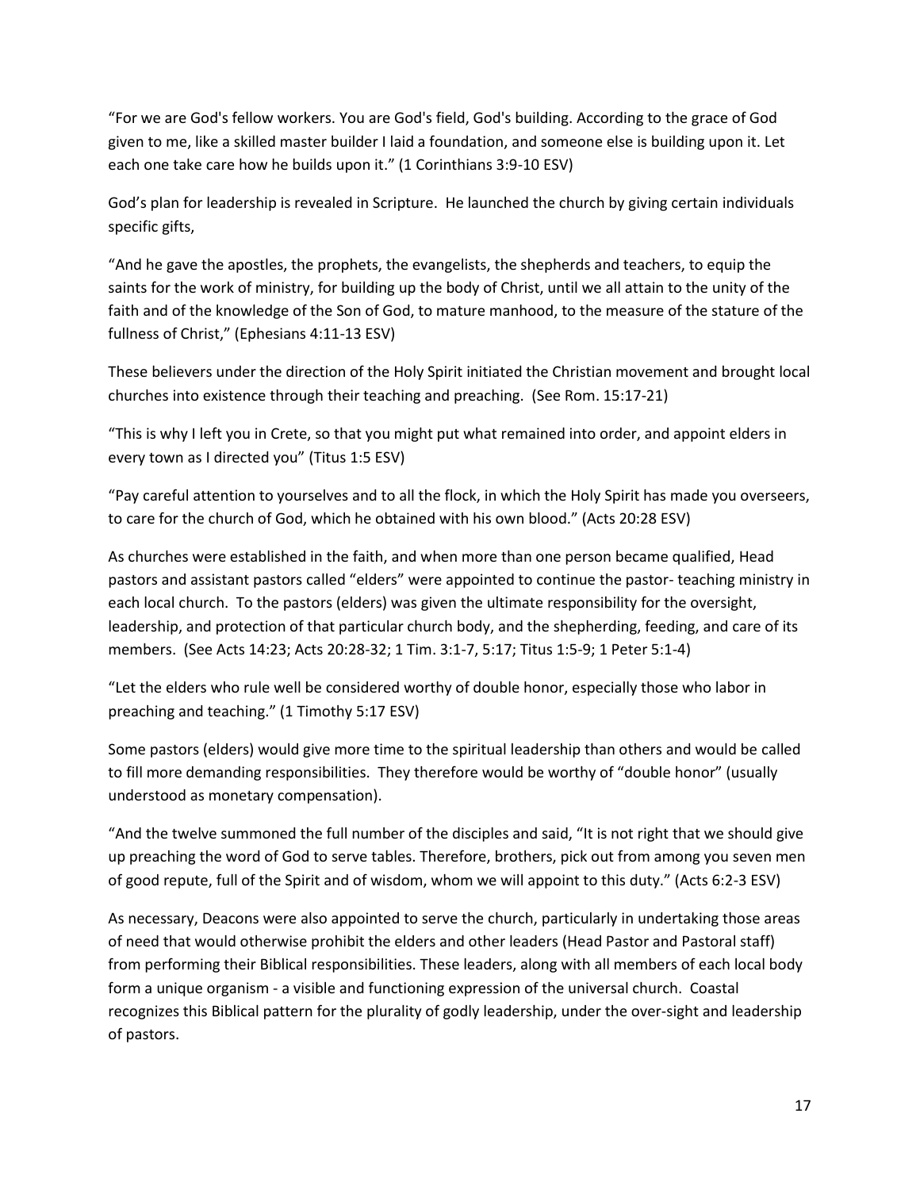"For we are God's fellow workers. You are God's field, God's building. According to the grace of God given to me, like a skilled master builder I laid a foundation, and someone else is building upon it. Let each one take care how he builds upon it." (1 Corinthians 3:9-10 ESV)

God's plan for leadership is revealed in Scripture. He launched the church by giving certain individuals specific gifts,

"And he gave the apostles, the prophets, the evangelists, the shepherds and teachers, to equip the saints for the work of ministry, for building up the body of Christ, until we all attain to the unity of the faith and of the knowledge of the Son of God, to mature manhood, to the measure of the stature of the fullness of Christ," (Ephesians 4:11-13 ESV)

These believers under the direction of the Holy Spirit initiated the Christian movement and brought local churches into existence through their teaching and preaching. (See Rom. 15:17-21)

"This is why I left you in Crete, so that you might put what remained into order, and appoint elders in every town as I directed you" (Titus 1:5 ESV)

"Pay careful attention to yourselves and to all the flock, in which the Holy Spirit has made you overseers, to care for the church of God, which he obtained with his own blood." (Acts 20:28 ESV)

As churches were established in the faith, and when more than one person became qualified, Head pastors and assistant pastors called "elders" were appointed to continue the pastor- teaching ministry in each local church. To the pastors (elders) was given the ultimate responsibility for the oversight, leadership, and protection of that particular church body, and the shepherding, feeding, and care of its members. (See Acts 14:23; Acts 20:28-32; 1 Tim. 3:1-7, 5:17; Titus 1:5-9; 1 Peter 5:1-4)

"Let the elders who rule well be considered worthy of double honor, especially those who labor in preaching and teaching." (1 Timothy 5:17 ESV)

Some pastors (elders) would give more time to the spiritual leadership than others and would be called to fill more demanding responsibilities. They therefore would be worthy of "double honor" (usually understood as monetary compensation).

"And the twelve summoned the full number of the disciples and said, "It is not right that we should give up preaching the word of God to serve tables. Therefore, brothers, pick out from among you seven men of good repute, full of the Spirit and of wisdom, whom we will appoint to this duty." (Acts 6:2-3 ESV)

As necessary, Deacons were also appointed to serve the church, particularly in undertaking those areas of need that would otherwise prohibit the elders and other leaders (Head Pastor and Pastoral staff) from performing their Biblical responsibilities. These leaders, along with all members of each local body form a unique organism - a visible and functioning expression of the universal church. Coastal recognizes this Biblical pattern for the plurality of godly leadership, under the over-sight and leadership of pastors.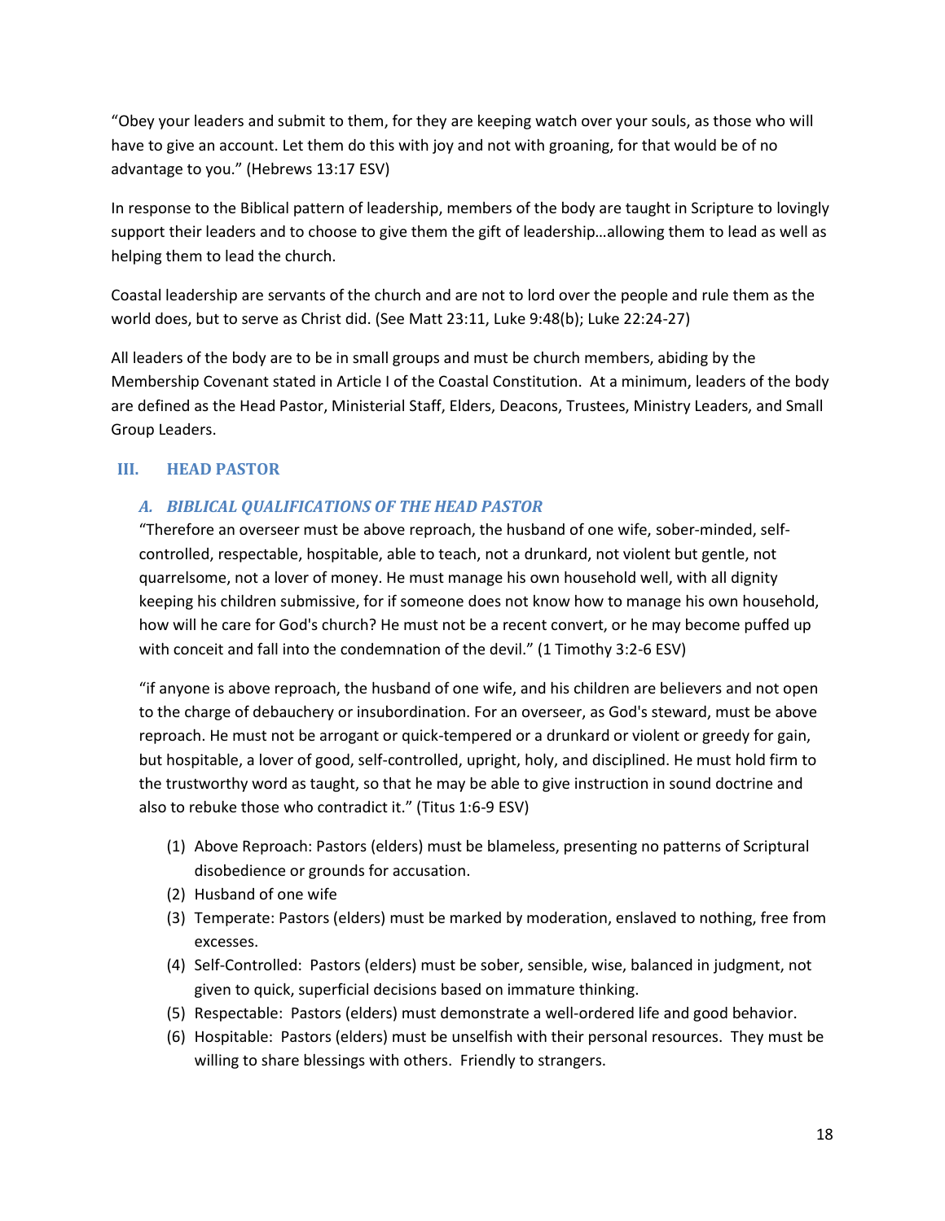"Obey your leaders and submit to them, for they are keeping watch over your souls, as those who will have to give an account. Let them do this with joy and not with groaning, for that would be of no advantage to you." (Hebrews 13:17 ESV)

In response to the Biblical pattern of leadership, members of the body are taught in Scripture to lovingly support their leaders and to choose to give them the gift of leadership…allowing them to lead as well as helping them to lead the church.

Coastal leadership are servants of the church and are not to lord over the people and rule them as the world does, but to serve as Christ did. (See Matt 23:11, Luke 9:48(b); Luke 22:24-27)

All leaders of the body are to be in small groups and must be church members, abiding by the Membership Covenant stated in Article I of the Coastal Constitution. At a minimum, leaders of the body are defined as the Head Pastor, Ministerial Staff, Elders, Deacons, Trustees, Ministry Leaders, and Small Group Leaders.

## III. HEAD PASTOR

### *A. BIBLICAL QUALIFICATIONS OF THE HEAD PASTOR*

"Therefore an overseer must be above reproach, the husband of one wife, sober-minded, self-controlled, respectable, hospitable, able to teach, not a drunkard, not violent but gentle, not quarrelsome, not a lover of money. He must manage his own household well, with all dignity keeping his children submissive, for if someone does not know how to manage his own household, how will he care for God's church? He must not be a recent convert, or he may become puffed up with conceit and fall into the condemnation of the devil." (1 Timothy 3:2-6 ESV)

"if anyone is above reproach, the husband of one wife, and his children are believers and not open to the charge of debauchery or insubordination. For an overseer, as God's steward, must be above reproach. He must not be arrogant or quick-tempered or a drunkard or violent or greedy for gain, but hospitable, a lover of good, self-controlled, upright, holy, and disciplined. He must hold firm to the trustworthy word as taught, so that he may be able to give instruction in sound doctrine and also to rebuke those who contradict it." (Titus 1:6-9 ESV)

(1) Above Reproach: Pastors (elders) must be blameless, presenting no patterns of Scriptural disobedience or grounds for accusation.
(2) Husband of one wife
(3) Temperate: Pastors (elders) must be marked by moderation, enslaved to nothing, free from excesses.
(4) Self-Controlled: Pastors (elders) must be sober, sensible, wise, balanced in judgment, not given to quick, superficial decisions based on immature thinking.
(5) Respectable: Pastors (elders) must demonstrate a well-ordered life and good behavior.
(6) Hospitable: Pastors (elders) must be unselfish with their personal resources. They must be willing to share blessings with others. Friendly to strangers.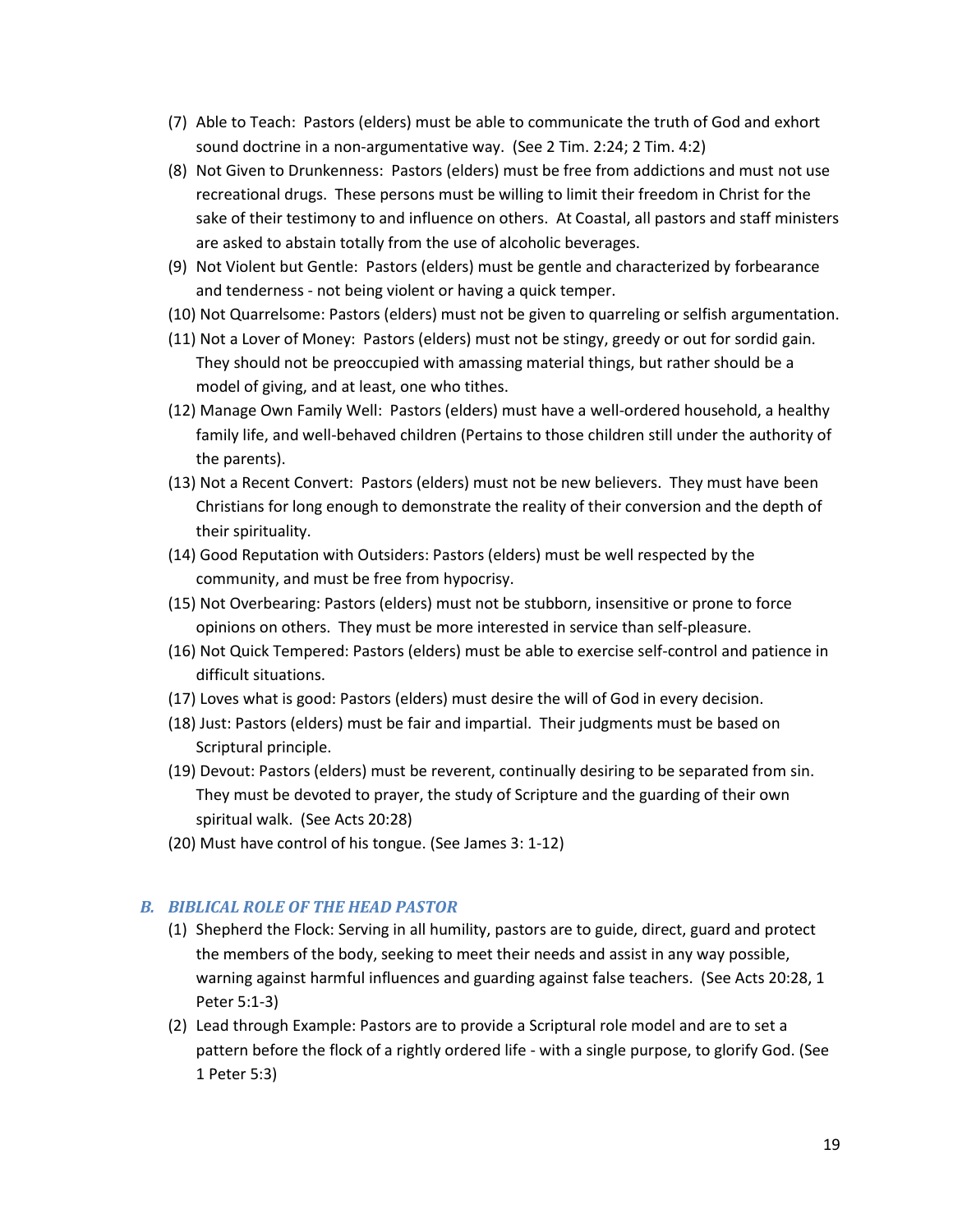(7) Able to Teach: Pastors (elders) must be able to communicate the truth of God and exhort sound doctrine in a non-argumentative way. (See 2 Tim. 2:24; 2 Tim. 4:2)

(8) Not Given to Drunkenness: Pastors (elders) must be free from addictions and must not use recreational drugs. These persons must be willing to limit their freedom in Christ for the sake of their testimony to and influence on others. At Coastal, all pastors and staff ministers are asked to abstain totally from the use of alcoholic beverages.

(9) Not Violent but Gentle: Pastors (elders) must be gentle and characterized by forbearance and tenderness - not being violent or having a quick temper.

(10) Not Quarrelsome: Pastors (elders) must not be given to quarreling or selfish argumentation.

(11) Not a Lover of Money: Pastors (elders) must not be stingy, greedy or out for sordid gain. They should not be preoccupied with amassing material things, but rather should be a model of giving, and at least, one who tithes.

(12) Manage Own Family Well: Pastors (elders) must have a well-ordered household, a healthy family life, and well-behaved children (Pertains to those children still under the authority of the parents).

(13) Not a Recent Convert: Pastors (elders) must not be new believers. They must have been Christians for long enough to demonstrate the reality of their conversion and the depth of their spirituality.

(14) Good Reputation with Outsiders: Pastors (elders) must be well respected by the community, and must be free from hypocrisy.

(15) Not Overbearing: Pastors (elders) must not be stubborn, insensitive or prone to force opinions on others. They must be more interested in service than self-pleasure.

(16) Not Quick Tempered: Pastors (elders) must be able to exercise self-control and patience in difficult situations.

(17) Loves what is good: Pastors (elders) must desire the will of God in every decision.

(18) Just: Pastors (elders) must be fair and impartial. Their judgments must be based on Scriptural principle.

(19) Devout: Pastors (elders) must be reverent, continually desiring to be separated from sin. They must be devoted to prayer, the study of Scripture and the guarding of their own spiritual walk. (See Acts 20:28)

(20) Must have control of his tongue. (See James 3: 1-12)

### *B. BIBLICAL ROLE OF THE HEAD PASTOR*

(1) Shepherd the Flock: Serving in all humility, pastors are to guide, direct, guard and protect the members of the body, seeking to meet their needs and assist in any way possible, warning against harmful influences and guarding against false teachers. (See Acts 20:28, 1 Peter 5:1-3)

(2) Lead through Example: Pastors are to provide a Scriptural role model and are to set a pattern before the flock of a rightly ordered life - with a single purpose, to glorify God. (See 1 Peter 5:3)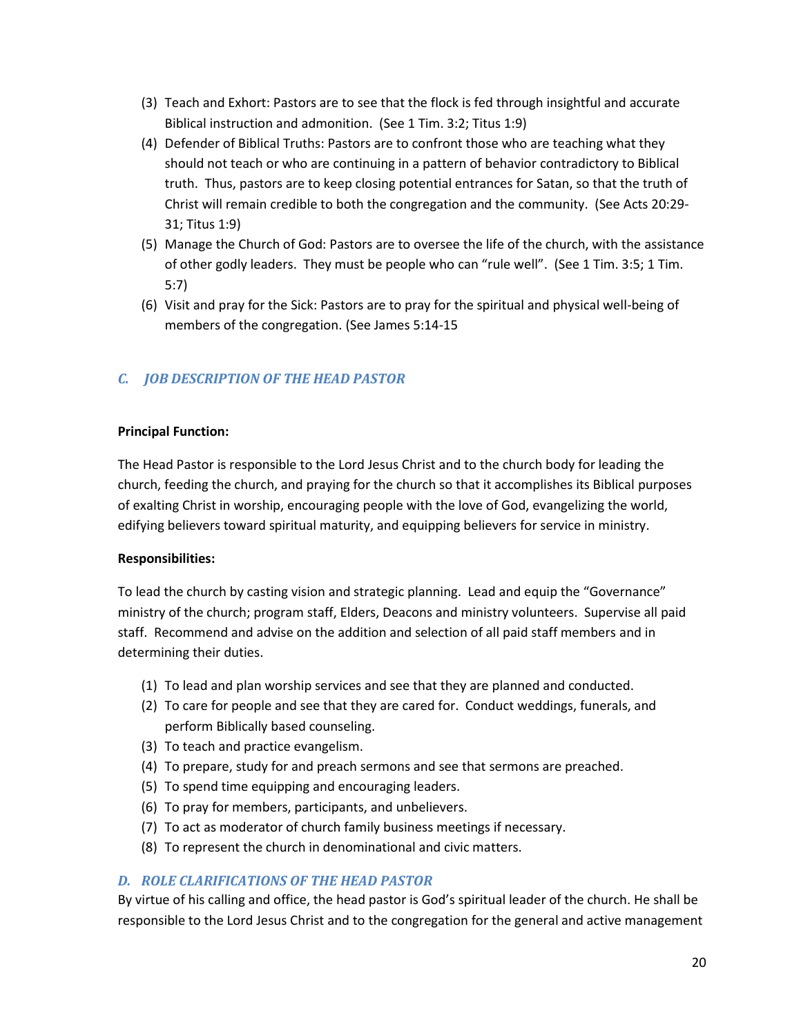(3) Teach and Exhort: Pastors are to see that the flock is fed through insightful and accurate Biblical instruction and admonition. (See 1 Tim. 3:2; Titus 1:9)

(4) Defender of Biblical Truths: Pastors are to confront those who are teaching what they should not teach or who are continuing in a pattern of behavior contradictory to Biblical truth. Thus, pastors are to keep closing potential entrances for Satan, so that the truth of Christ will remain credible to both the congregation and the community. (See Acts 20:29-31; Titus 1:9)

(5) Manage the Church of God: Pastors are to oversee the life of the church, with the assistance of other godly leaders. They must be people who can "rule well". (See 1 Tim. 3:5; 1 Tim. 5:7)

(6) Visit and pray for the Sick: Pastors are to pray for the spiritual and physical well-being of members of the congregation. (See James 5:14-15

## *C. JOB DESCRIPTION OF THE HEAD PASTOR*

**Principal Function:**

The Head Pastor is responsible to the Lord Jesus Christ and to the church body for leading the church, feeding the church, and praying for the church so that it accomplishes its Biblical purposes of exalting Christ in worship, encouraging people with the love of God, evangelizing the world, edifying believers toward spiritual maturity, and equipping believers for service in ministry.

**Responsibilities:**

To lead the church by casting vision and strategic planning. Lead and equip the "Governance" ministry of the church; program staff, Elders, Deacons and ministry volunteers. Supervise all paid staff. Recommend and advise on the addition and selection of all paid staff members and in determining their duties.

(1) To lead and plan worship services and see that they are planned and conducted.

(2) To care for people and see that they are cared for. Conduct weddings, funerals, and perform Biblically based counseling.

(3) To teach and practice evangelism.

(4) To prepare, study for and preach sermons and see that sermons are preached.

(5) To spend time equipping and encouraging leaders.

(6) To pray for members, participants, and unbelievers.

(7) To act as moderator of church family business meetings if necessary.

(8) To represent the church in denominational and civic matters.

## *D. ROLE CLARIFICATIONS OF THE HEAD PASTOR*

By virtue of his calling and office, the head pastor is God's spiritual leader of the church. He shall be responsible to the Lord Jesus Christ and to the congregation for the general and active management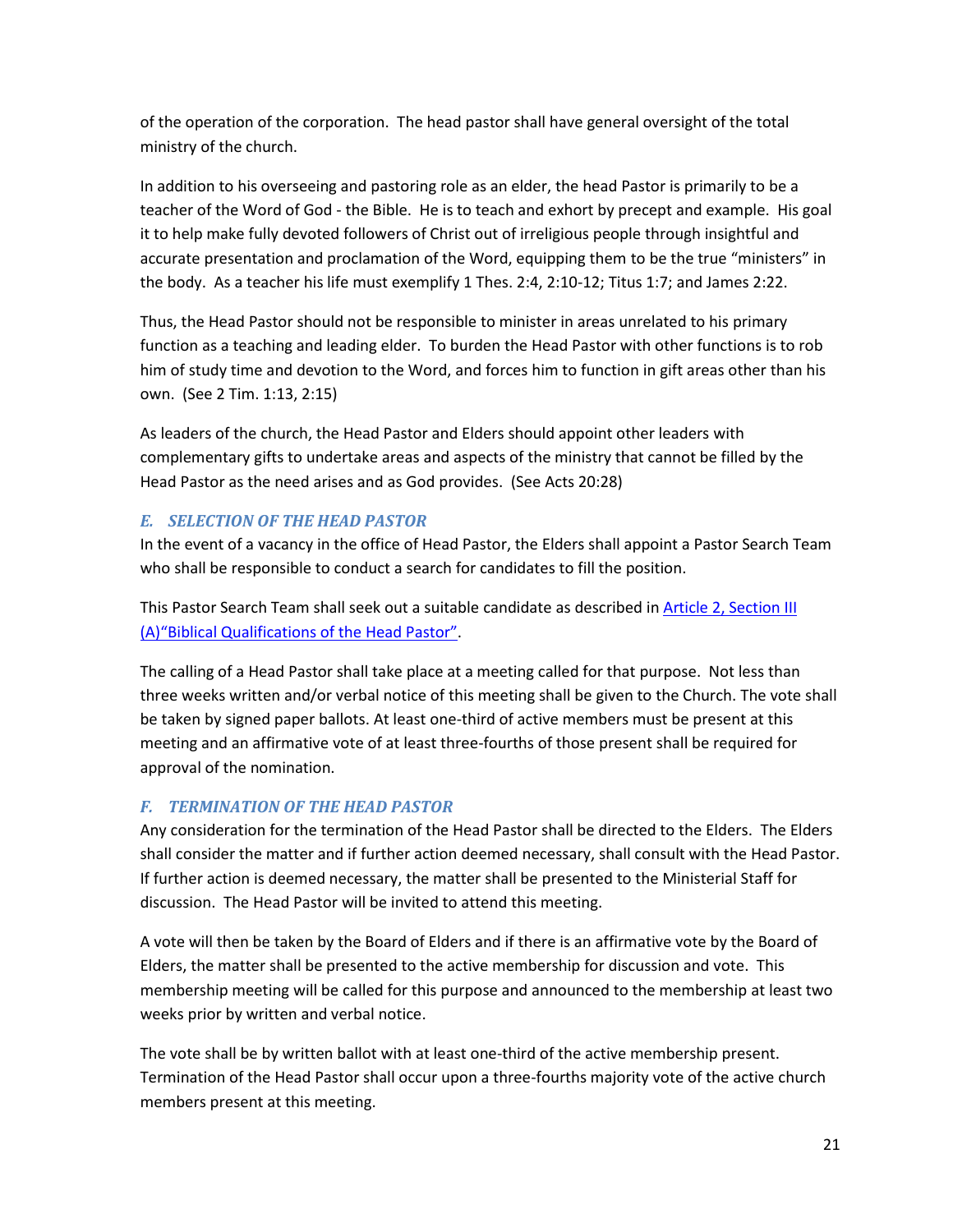of the operation of the corporation. The head pastor shall have general oversight of the total ministry of the church.

In addition to his overseeing and pastoring role as an elder, the head Pastor is primarily to be a teacher of the Word of God - the Bible. He is to teach and exhort by precept and example. His goal it to help make fully devoted followers of Christ out of irreligious people through insightful and accurate presentation and proclamation of the Word, equipping them to be the true "ministers" in the body. As a teacher his life must exemplify 1 Thes. 2:4, 2:10-12; Titus 1:7; and James 2:22.

Thus, the Head Pastor should not be responsible to minister in areas unrelated to his primary function as a teaching and leading elder. To burden the Head Pastor with other functions is to rob him of study time and devotion to the Word, and forces him to function in gift areas other than his own. (See 2 Tim. 1:13, 2:15)

As leaders of the church, the Head Pastor and Elders should appoint other leaders with complementary gifts to undertake areas and aspects of the ministry that cannot be filled by the Head Pastor as the need arises and as God provides. (See Acts 20:28)

### *E. SELECTION OF THE HEAD PASTOR*

In the event of a vacancy in the office of Head Pastor, the Elders shall appoint a Pastor Search Team who shall be responsible to conduct a search for candidates to fill the position.

This Pastor Search Team shall seek out a suitable candidate as described in Article 2, Section III (A)"Biblical Qualifications of the Head Pastor".

The calling of a Head Pastor shall take place at a meeting called for that purpose. Not less than three weeks written and/or verbal notice of this meeting shall be given to the Church. The vote shall be taken by signed paper ballots. At least one-third of active members must be present at this meeting and an affirmative vote of at least three-fourths of those present shall be required for approval of the nomination.

### *F. TERMINATION OF THE HEAD PASTOR*

Any consideration for the termination of the Head Pastor shall be directed to the Elders. The Elders shall consider the matter and if further action deemed necessary, shall consult with the Head Pastor. If further action is deemed necessary, the matter shall be presented to the Ministerial Staff for discussion. The Head Pastor will be invited to attend this meeting.

A vote will then be taken by the Board of Elders and if there is an affirmative vote by the Board of Elders, the matter shall be presented to the active membership for discussion and vote. This membership meeting will be called for this purpose and announced to the membership at least two weeks prior by written and verbal notice.

The vote shall be by written ballot with at least one-third of the active membership present. Termination of the Head Pastor shall occur upon a three-fourths majority vote of the active church members present at this meeting.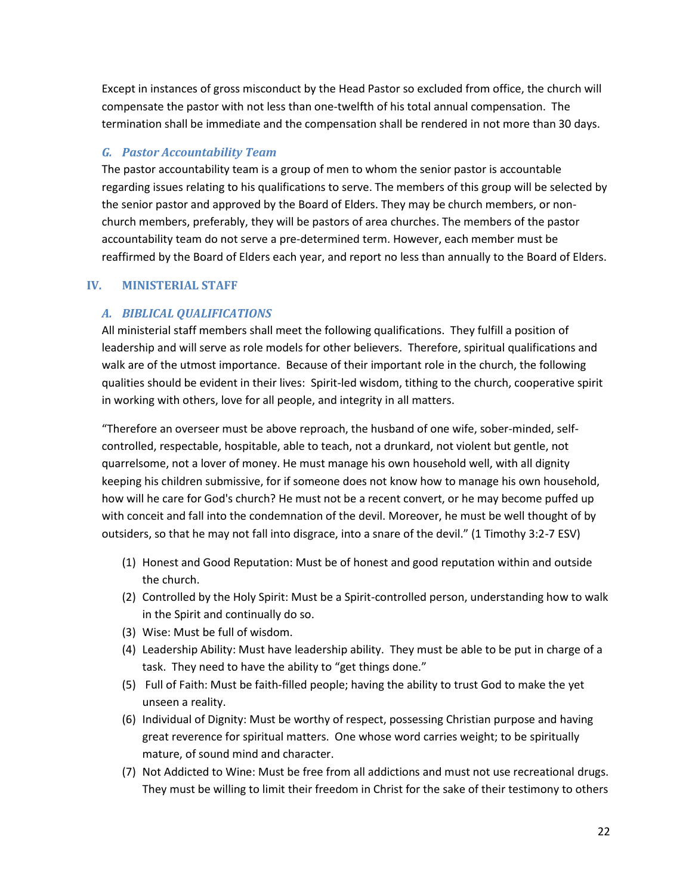Except in instances of gross misconduct by the Head Pastor so excluded from office, the church will compensate the pastor with not less than one-twelfth of his total annual compensation. The termination shall be immediate and the compensation shall be rendered in not more than 30 days.

### *G. Pastor Accountability Team*

The pastor accountability team is a group of men to whom the senior pastor is accountable regarding issues relating to his qualifications to serve. The members of this group will be selected by the senior pastor and approved by the Board of Elders. They may be church members, or non-church members, preferably, they will be pastors of area churches. The members of the pastor accountability team do not serve a pre-determined term. However, each member must be reaffirmed by the Board of Elders each year, and report no less than annually to the Board of Elders.

## IV. MINISTERIAL STAFF

### *A. BIBLICAL QUALIFICATIONS*

All ministerial staff members shall meet the following qualifications. They fulfill a position of leadership and will serve as role models for other believers. Therefore, spiritual qualifications and walk are of the utmost importance. Because of their important role in the church, the following qualities should be evident in their lives: Spirit-led wisdom, tithing to the church, cooperative spirit in working with others, love for all people, and integrity in all matters.

"Therefore an overseer must be above reproach, the husband of one wife, sober-minded, self-controlled, respectable, hospitable, able to teach, not a drunkard, not violent but gentle, not quarrelsome, not a lover of money. He must manage his own household well, with all dignity keeping his children submissive, for if someone does not know how to manage his own household, how will he care for God's church? He must not be a recent convert, or he may become puffed up with conceit and fall into the condemnation of the devil. Moreover, he must be well thought of by outsiders, so that he may not fall into disgrace, into a snare of the devil." (1 Timothy 3:2-7 ESV)

(1) Honest and Good Reputation: Must be of honest and good reputation within and outside the church.
(2) Controlled by the Holy Spirit: Must be a Spirit-controlled person, understanding how to walk in the Spirit and continually do so.
(3) Wise: Must be full of wisdom.
(4) Leadership Ability: Must have leadership ability. They must be able to be put in charge of a task. They need to have the ability to "get things done."
(5) Full of Faith: Must be faith-filled people; having the ability to trust God to make the yet unseen a reality.
(6) Individual of Dignity: Must be worthy of respect, possessing Christian purpose and having great reverence for spiritual matters. One whose word carries weight; to be spiritually mature, of sound mind and character.
(7) Not Addicted to Wine: Must be free from all addictions and must not use recreational drugs. They must be willing to limit their freedom in Christ for the sake of their testimony to others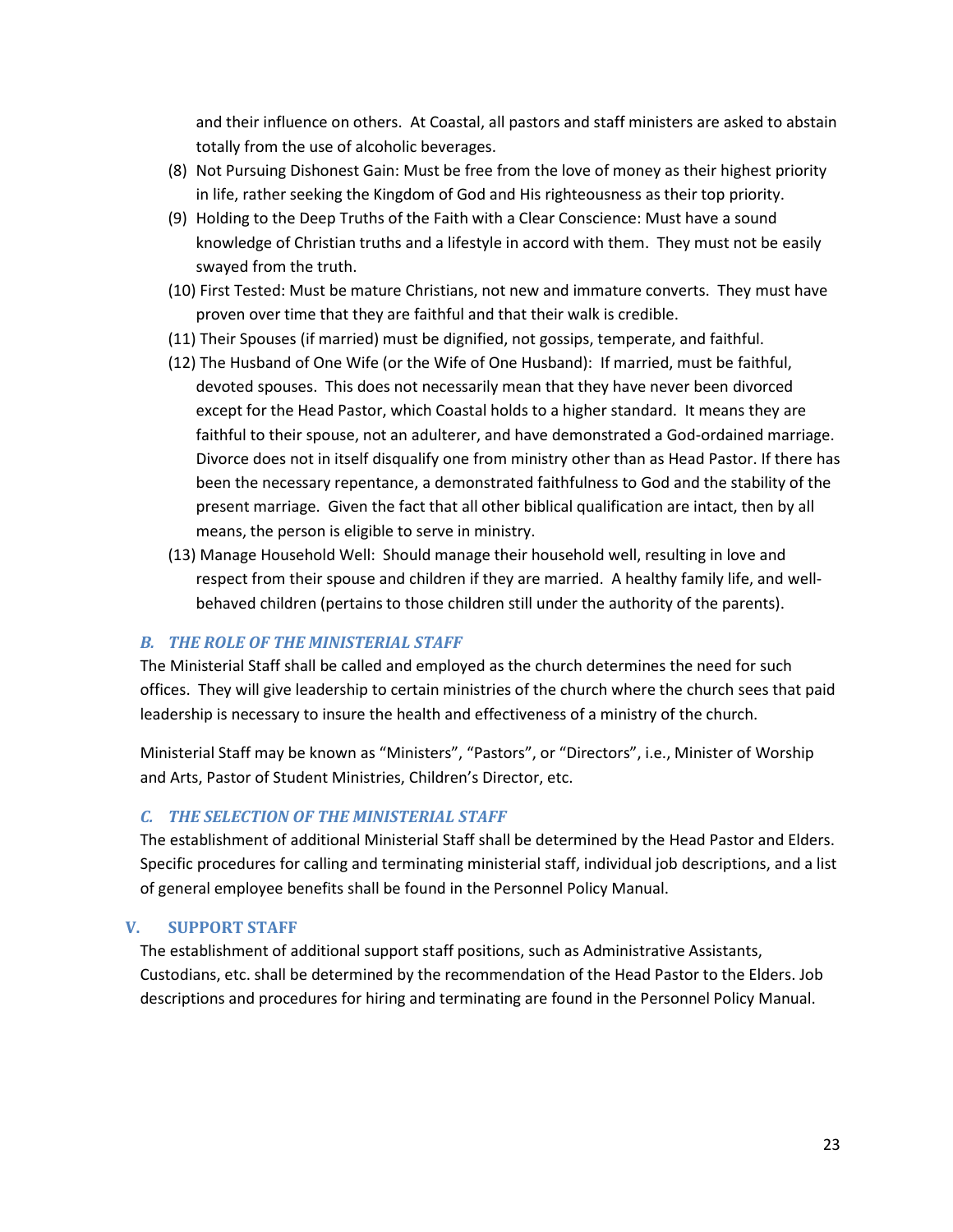and their influence on others. At Coastal, all pastors and staff ministers are asked to abstain totally from the use of alcoholic beverages.

(8) Not Pursuing Dishonest Gain: Must be free from the love of money as their highest priority in life, rather seeking the Kingdom of God and His righteousness as their top priority.

(9) Holding to the Deep Truths of the Faith with a Clear Conscience: Must have a sound knowledge of Christian truths and a lifestyle in accord with them. They must not be easily swayed from the truth.

(10) First Tested: Must be mature Christians, not new and immature converts. They must have proven over time that they are faithful and that their walk is credible.

(11) Their Spouses (if married) must be dignified, not gossips, temperate, and faithful.

(12) The Husband of One Wife (or the Wife of One Husband): If married, must be faithful, devoted spouses. This does not necessarily mean that they have never been divorced except for the Head Pastor, which Coastal holds to a higher standard. It means they are faithful to their spouse, not an adulterer, and have demonstrated a God-ordained marriage. Divorce does not in itself disqualify one from ministry other than as Head Pastor. If there has been the necessary repentance, a demonstrated faithfulness to God and the stability of the present marriage. Given the fact that all other biblical qualification are intact, then by all means, the person is eligible to serve in ministry.

(13) Manage Household Well: Should manage their household well, resulting in love and respect from their spouse and children if they are married. A healthy family life, and well-behaved children (pertains to those children still under the authority of the parents).

### *B. THE ROLE OF THE MINISTERIAL STAFF*

The Ministerial Staff shall be called and employed as the church determines the need for such offices. They will give leadership to certain ministries of the church where the church sees that paid leadership is necessary to insure the health and effectiveness of a ministry of the church.

Ministerial Staff may be known as "Ministers", "Pastors", or "Directors", i.e., Minister of Worship and Arts, Pastor of Student Ministries, Children's Director, etc.

### *C. THE SELECTION OF THE MINISTERIAL STAFF*

The establishment of additional Ministerial Staff shall be determined by the Head Pastor and Elders. Specific procedures for calling and terminating ministerial staff, individual job descriptions, and a list of general employee benefits shall be found in the Personnel Policy Manual.

## V. SUPPORT STAFF

The establishment of additional support staff positions, such as Administrative Assistants, Custodians, etc. shall be determined by the recommendation of the Head Pastor to the Elders. Job descriptions and procedures for hiring and terminating are found in the Personnel Policy Manual.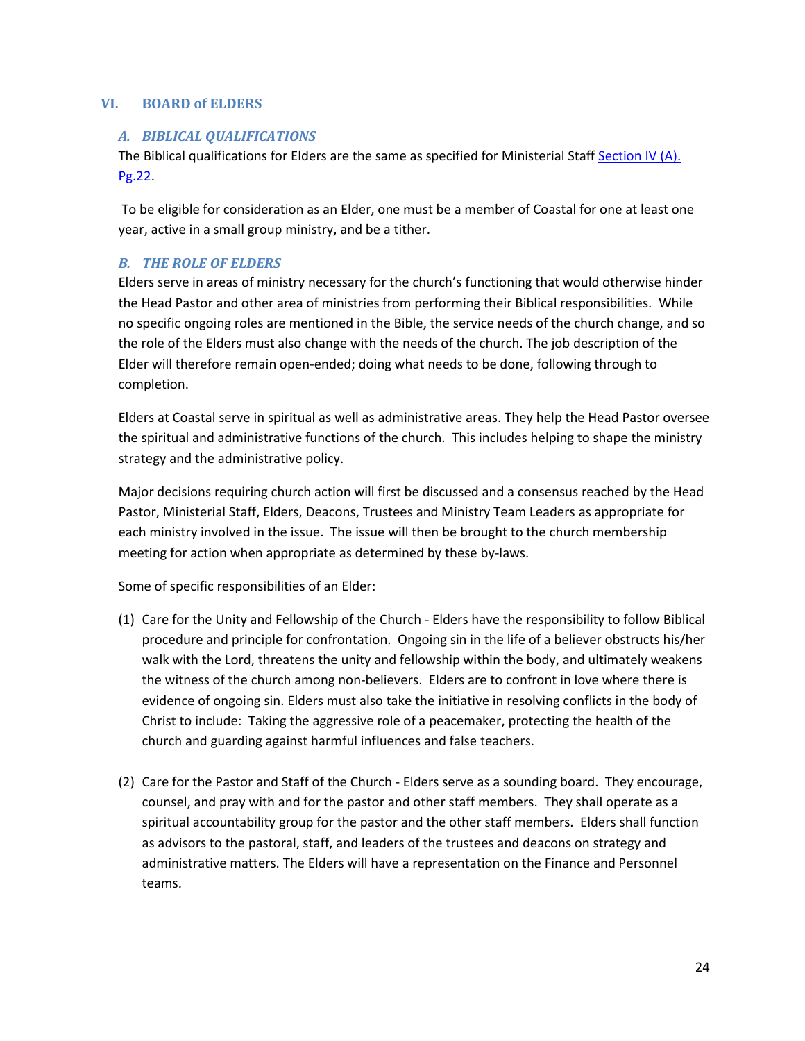## VI. BOARD of ELDERS

### *A. BIBLICAL QUALIFICATIONS*

The Biblical qualifications for Elders are the same as specified for Ministerial Staff [Section IV (A). Pg.22](#).

To be eligible for consideration as an Elder, one must be a member of Coastal for one at least one year, active in a small group ministry, and be a tither.

### *B. THE ROLE OF ELDERS*

Elders serve in areas of ministry necessary for the church's functioning that would otherwise hinder the Head Pastor and other area of ministries from performing their Biblical responsibilities. While no specific ongoing roles are mentioned in the Bible, the service needs of the church change, and so the role of the Elders must also change with the needs of the church. The job description of the Elder will therefore remain open-ended; doing what needs to be done, following through to completion.

Elders at Coastal serve in spiritual as well as administrative areas. They help the Head Pastor oversee the spiritual and administrative functions of the church. This includes helping to shape the ministry strategy and the administrative policy.

Major decisions requiring church action will first be discussed and a consensus reached by the Head Pastor, Ministerial Staff, Elders, Deacons, Trustees and Ministry Team Leaders as appropriate for each ministry involved in the issue. The issue will then be brought to the church membership meeting for action when appropriate as determined by these by-laws.

Some of specific responsibilities of an Elder:

(1) Care for the Unity and Fellowship of the Church - Elders have the responsibility to follow Biblical procedure and principle for confrontation. Ongoing sin in the life of a believer obstructs his/her walk with the Lord, threatens the unity and fellowship within the body, and ultimately weakens the witness of the church among non-believers. Elders are to confront in love where there is evidence of ongoing sin. Elders must also take the initiative in resolving conflicts in the body of Christ to include: Taking the aggressive role of a peacemaker, protecting the health of the church and guarding against harmful influences and false teachers.

(2) Care for the Pastor and Staff of the Church - Elders serve as a sounding board. They encourage, counsel, and pray with and for the pastor and other staff members. They shall operate as a spiritual accountability group for the pastor and the other staff members. Elders shall function as advisors to the pastoral, staff, and leaders of the trustees and deacons on strategy and administrative matters. The Elders will have a representation on the Finance and Personnel teams.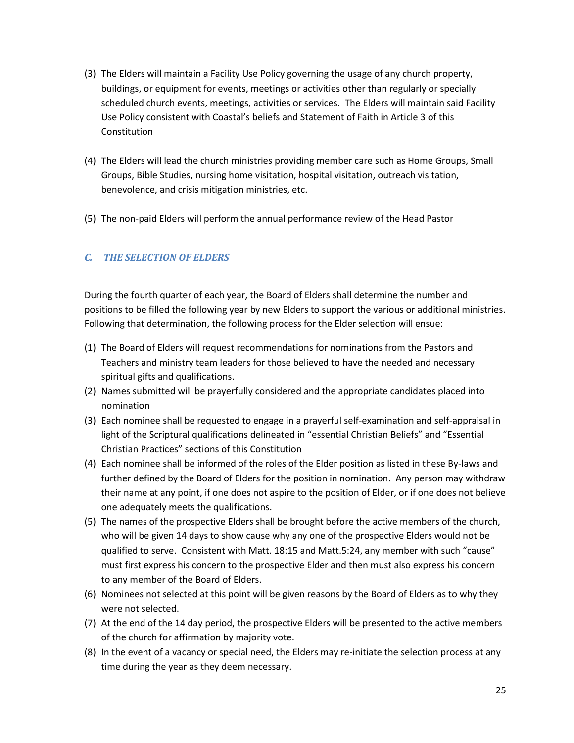(3) The Elders will maintain a Facility Use Policy governing the usage of any church property, buildings, or equipment for events, meetings or activities other than regularly or specially scheduled church events, meetings, activities or services. The Elders will maintain said Facility Use Policy consistent with Coastal's beliefs and Statement of Faith in Article 3 of this Constitution

(4) The Elders will lead the church ministries providing member care such as Home Groups, Small Groups, Bible Studies, nursing home visitation, hospital visitation, outreach visitation, benevolence, and crisis mitigation ministries, etc.

(5) The non-paid Elders will perform the annual performance review of the Head Pastor

### *C. THE SELECTION OF ELDERS*

During the fourth quarter of each year, the Board of Elders shall determine the number and positions to be filled the following year by new Elders to support the various or additional ministries. Following that determination, the following process for the Elder selection will ensue:

(1) The Board of Elders will request recommendations for nominations from the Pastors and Teachers and ministry team leaders for those believed to have the needed and necessary spiritual gifts and qualifications.
(2) Names submitted will be prayerfully considered and the appropriate candidates placed into nomination
(3) Each nominee shall be requested to engage in a prayerful self-examination and self-appraisal in light of the Scriptural qualifications delineated in "essential Christian Beliefs" and "Essential Christian Practices" sections of this Constitution
(4) Each nominee shall be informed of the roles of the Elder position as listed in these By-laws and further defined by the Board of Elders for the position in nomination. Any person may withdraw their name at any point, if one does not aspire to the position of Elder, or if one does not believe one adequately meets the qualifications.
(5) The names of the prospective Elders shall be brought before the active members of the church, who will be given 14 days to show cause why any one of the prospective Elders would not be qualified to serve. Consistent with Matt. 18:15 and Matt.5:24, any member with such "cause" must first express his concern to the prospective Elder and then must also express his concern to any member of the Board of Elders.
(6) Nominees not selected at this point will be given reasons by the Board of Elders as to why they were not selected.
(7) At the end of the 14 day period, the prospective Elders will be presented to the active members of the church for affirmation by majority vote.
(8) In the event of a vacancy or special need, the Elders may re-initiate the selection process at any time during the year as they deem necessary.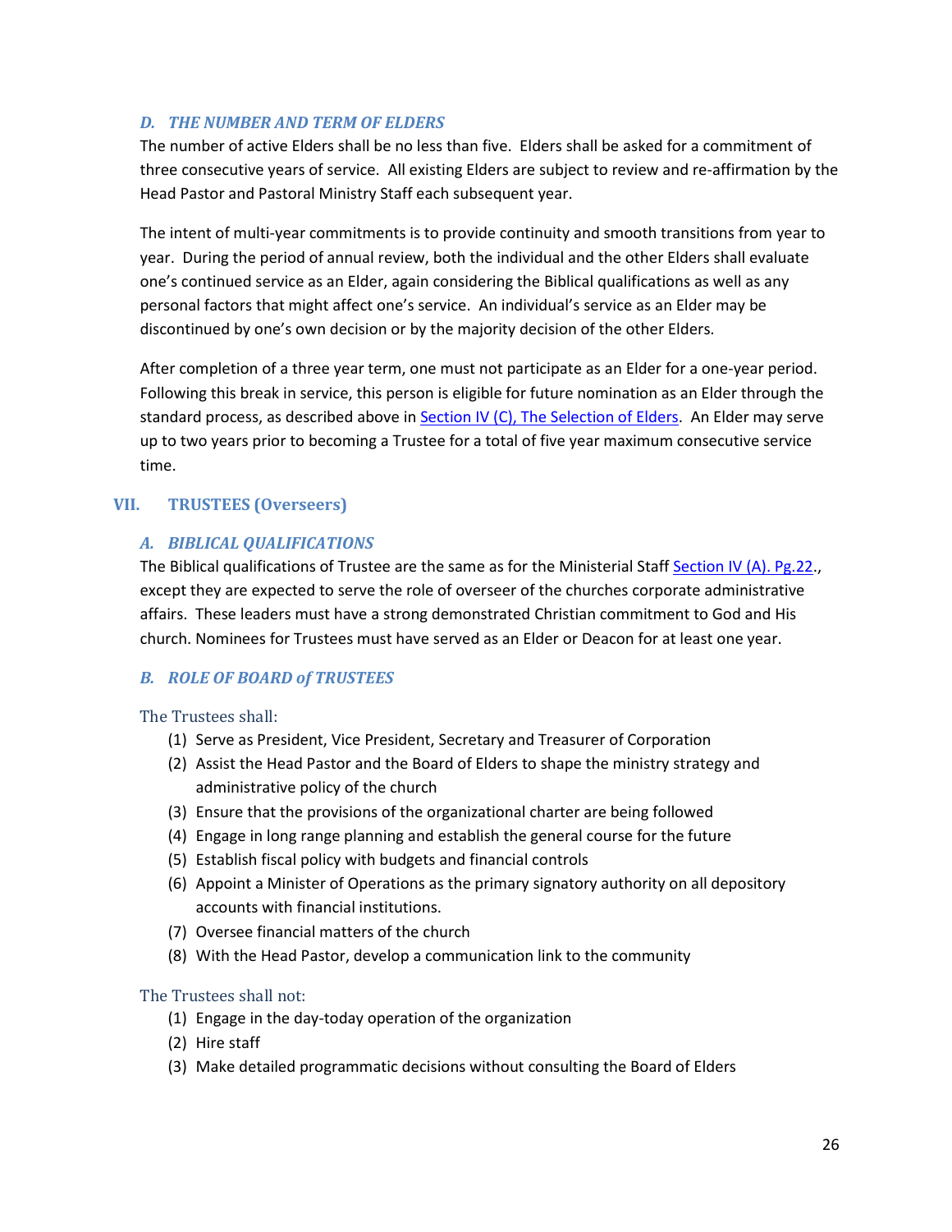### *D. THE NUMBER AND TERM OF ELDERS*

The number of active Elders shall be no less than five. Elders shall be asked for a commitment of three consecutive years of service. All existing Elders are subject to review and re-affirmation by the Head Pastor and Pastoral Ministry Staff each subsequent year.

The intent of multi-year commitments is to provide continuity and smooth transitions from year to year. During the period of annual review, both the individual and the other Elders shall evaluate one's continued service as an Elder, again considering the Biblical qualifications as well as any personal factors that might affect one's service. An individual's service as an Elder may be discontinued by one's own decision or by the majority decision of the other Elders.

After completion of a three year term, one must not participate as an Elder for a one-year period. Following this break in service, this person is eligible for future nomination as an Elder through the standard process, as described above in Section IV (C), The Selection of Elders. An Elder may serve up to two years prior to becoming a Trustee for a total of five year maximum consecutive service time.

## VII. TRUSTEES (Overseers)

### *A. BIBLICAL QUALIFICATIONS*

The Biblical qualifications of Trustee are the same as for the Ministerial Staff Section IV (A). Pg.22., except they are expected to serve the role of overseer of the churches corporate administrative affairs. These leaders must have a strong demonstrated Christian commitment to God and His church. Nominees for Trustees must have served as an Elder or Deacon for at least one year.

### *B. ROLE OF BOARD of TRUSTEES*

The Trustees shall:

(1) Serve as President, Vice President, Secretary and Treasurer of Corporation
(2) Assist the Head Pastor and the Board of Elders to shape the ministry strategy and administrative policy of the church
(3) Ensure that the provisions of the organizational charter are being followed
(4) Engage in long range planning and establish the general course for the future
(5) Establish fiscal policy with budgets and financial controls
(6) Appoint a Minister of Operations as the primary signatory authority on all depository accounts with financial institutions.
(7) Oversee financial matters of the church
(8) With the Head Pastor, develop a communication link to the community

The Trustees shall not:

(1) Engage in the day-today operation of the organization
(2) Hire staff
(3) Make detailed programmatic decisions without consulting the Board of Elders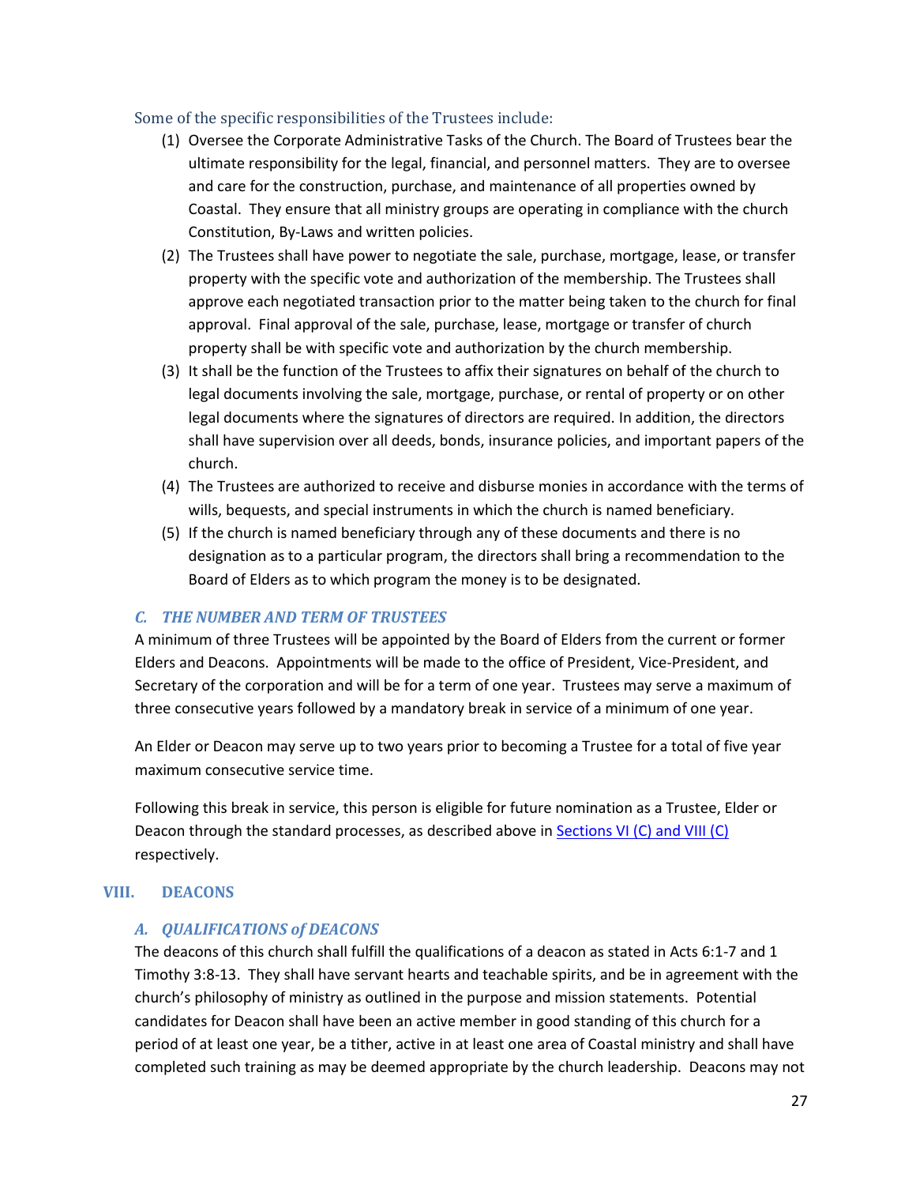Some of the specific responsibilities of the Trustees include:

1. Oversee the Corporate Administrative Tasks of the Church. The Board of Trustees bear the ultimate responsibility for the legal, financial, and personnel matters. They are to oversee and care for the construction, purchase, and maintenance of all properties owned by Coastal. They ensure that all ministry groups are operating in compliance with the church Constitution, By-Laws and written policies.
2. The Trustees shall have power to negotiate the sale, purchase, mortgage, lease, or transfer property with the specific vote and authorization of the membership. The Trustees shall approve each negotiated transaction prior to the matter being taken to the church for final approval. Final approval of the sale, purchase, lease, mortgage or transfer of church property shall be with specific vote and authorization by the church membership.
3. It shall be the function of the Trustees to affix their signatures on behalf of the church to legal documents involving the sale, mortgage, purchase, or rental of property or on other legal documents where the signatures of directors are required. In addition, the directors shall have supervision over all deeds, bonds, insurance policies, and important papers of the church.
4. The Trustees are authorized to receive and disburse monies in accordance with the terms of wills, bequests, and special instruments in which the church is named beneficiary.
5. If the church is named beneficiary through any of these documents and there is no designation as to a particular program, the directors shall bring a recommendation to the Board of Elders as to which program the money is to be designated.

### *C. THE NUMBER AND TERM OF TRUSTEES*

A minimum of three Trustees will be appointed by the Board of Elders from the current or former Elders and Deacons. Appointments will be made to the office of President, Vice-President, and Secretary of the corporation and will be for a term of one year. Trustees may serve a maximum of three consecutive years followed by a mandatory break in service of a minimum of one year.

An Elder or Deacon may serve up to two years prior to becoming a Trustee for a total of five year maximum consecutive service time.

Following this break in service, this person is eligible for future nomination as a Trustee, Elder or Deacon through the standard processes, as described above in Sections VI (C) and VIII (C) respectively.

## VIII. DEACONS

### *A. QUALIFICATIONS of DEACONS*

The deacons of this church shall fulfill the qualifications of a deacon as stated in Acts 6:1-7 and 1 Timothy 3:8-13. They shall have servant hearts and teachable spirits, and be in agreement with the church's philosophy of ministry as outlined in the purpose and mission statements. Potential candidates for Deacon shall have been an active member in good standing of this church for a period of at least one year, be a tither, active in at least one area of Coastal ministry and shall have completed such training as may be deemed appropriate by the church leadership. Deacons may not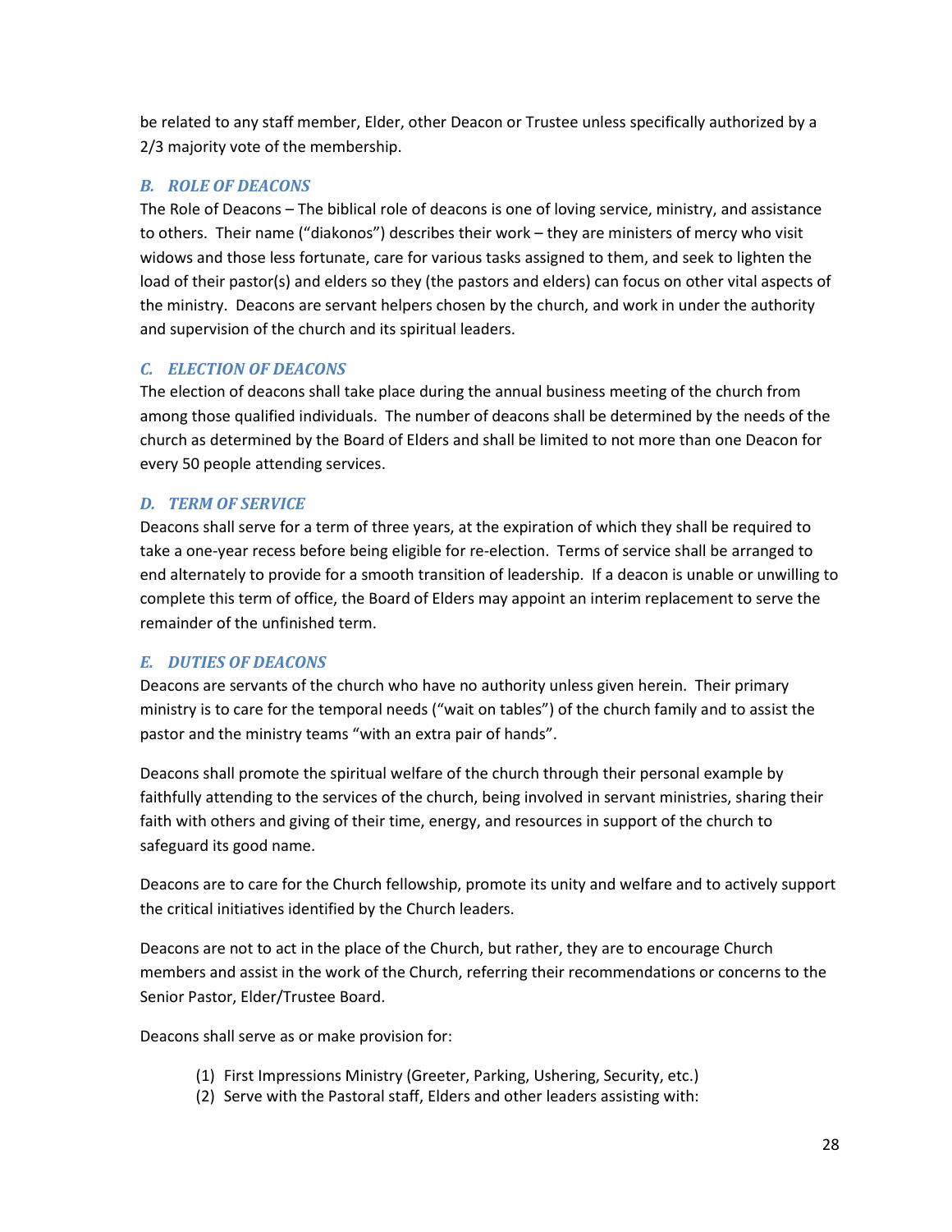be related to any staff member, Elder, other Deacon or Trustee unless specifically authorized by a 2/3 majority vote of the membership.

### *B. ROLE OF DEACONS*

The Role of Deacons – The biblical role of deacons is one of loving service, ministry, and assistance to others. Their name ("diakonos") describes their work – they are ministers of mercy who visit widows and those less fortunate, care for various tasks assigned to them, and seek to lighten the load of their pastor(s) and elders so they (the pastors and elders) can focus on other vital aspects of the ministry. Deacons are servant helpers chosen by the church, and work in under the authority and supervision of the church and its spiritual leaders.

### *C. ELECTION OF DEACONS*

The election of deacons shall take place during the annual business meeting of the church from among those qualified individuals. The number of deacons shall be determined by the needs of the church as determined by the Board of Elders and shall be limited to not more than one Deacon for every 50 people attending services.

### *D. TERM OF SERVICE*

Deacons shall serve for a term of three years, at the expiration of which they shall be required to take a one-year recess before being eligible for re-election. Terms of service shall be arranged to end alternately to provide for a smooth transition of leadership. If a deacon is unable or unwilling to complete this term of office, the Board of Elders may appoint an interim replacement to serve the remainder of the unfinished term.

### *E. DUTIES OF DEACONS*

Deacons are servants of the church who have no authority unless given herein. Their primary ministry is to care for the temporal needs ("wait on tables") of the church family and to assist the pastor and the ministry teams "with an extra pair of hands".

Deacons shall promote the spiritual welfare of the church through their personal example by faithfully attending to the services of the church, being involved in servant ministries, sharing their faith with others and giving of their time, energy, and resources in support of the church to safeguard its good name.

Deacons are to care for the Church fellowship, promote its unity and welfare and to actively support the critical initiatives identified by the Church leaders.

Deacons are not to act in the place of the Church, but rather, they are to encourage Church members and assist in the work of the Church, referring their recommendations or concerns to the Senior Pastor, Elder/Trustee Board.

Deacons shall serve as or make provision for:

(1) First Impressions Ministry (Greeter, Parking, Ushering, Security, etc.)
(2) Serve with the Pastoral staff, Elders and other leaders assisting with: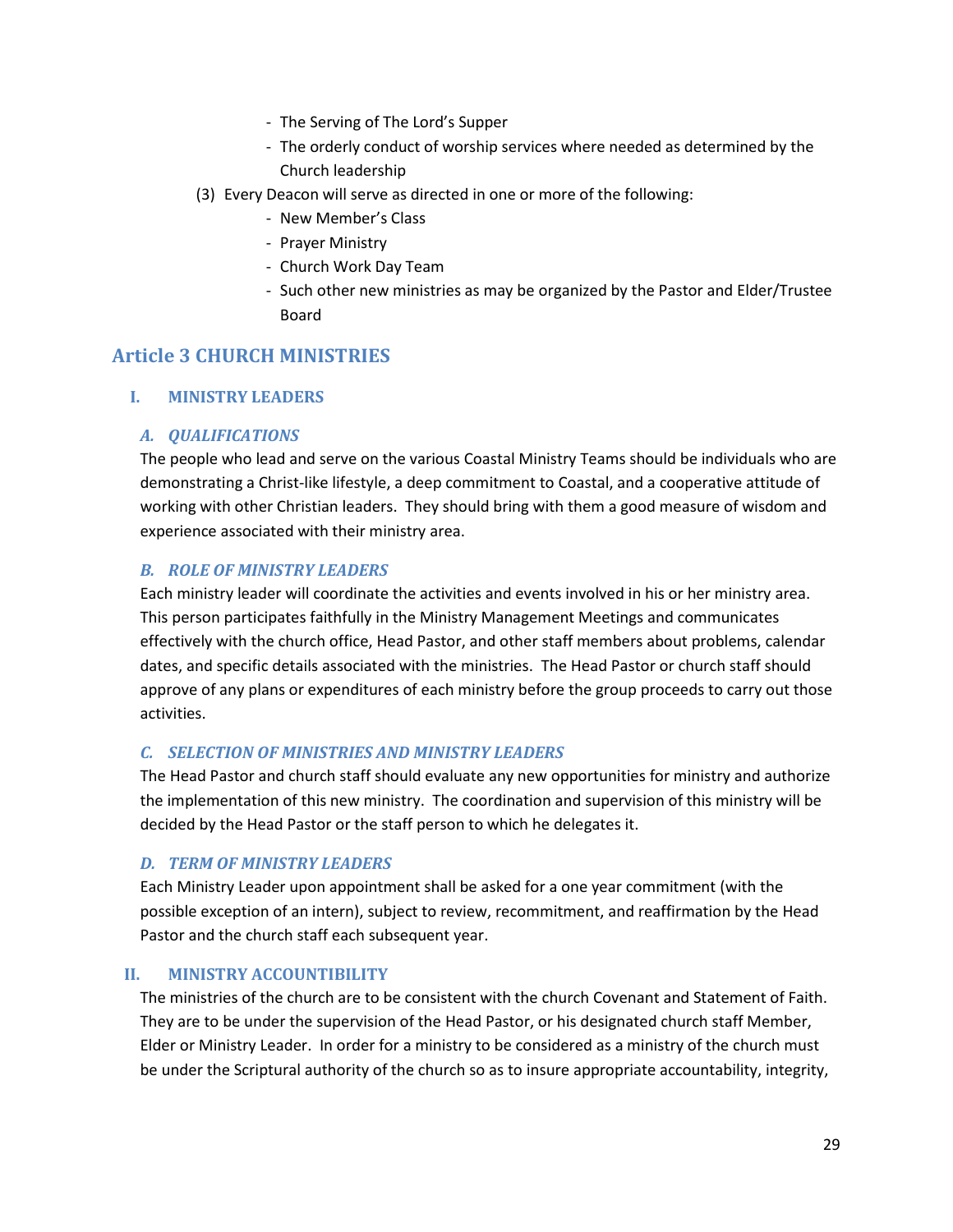- The Serving of The Lord's Supper
- The orderly conduct of worship services where needed as determined by the Church leadership

(3) Every Deacon will serve as directed in one or more of the following:

- New Member's Class
- Prayer Ministry
- Church Work Day Team
- Such other new ministries as may be organized by the Pastor and Elder/Trustee Board

## Article 3 CHURCH MINISTRIES

### I. MINISTRY LEADERS

#### *A. QUALIFICATIONS*

The people who lead and serve on the various Coastal Ministry Teams should be individuals who are demonstrating a Christ-like lifestyle, a deep commitment to Coastal, and a cooperative attitude of working with other Christian leaders. They should bring with them a good measure of wisdom and experience associated with their ministry area.

#### *B. ROLE OF MINISTRY LEADERS*

Each ministry leader will coordinate the activities and events involved in his or her ministry area. This person participates faithfully in the Ministry Management Meetings and communicates effectively with the church office, Head Pastor, and other staff members about problems, calendar dates, and specific details associated with the ministries. The Head Pastor or church staff should approve of any plans or expenditures of each ministry before the group proceeds to carry out those activities.

#### *C. SELECTION OF MINISTRIES AND MINISTRY LEADERS*

The Head Pastor and church staff should evaluate any new opportunities for ministry and authorize the implementation of this new ministry. The coordination and supervision of this ministry will be decided by the Head Pastor or the staff person to which he delegates it.

#### *D. TERM OF MINISTRY LEADERS*

Each Ministry Leader upon appointment shall be asked for a one year commitment (with the possible exception of an intern), subject to review, recommitment, and reaffirmation by the Head Pastor and the church staff each subsequent year.

### II. MINISTRY ACCOUNTIBILITY

The ministries of the church are to be consistent with the church Covenant and Statement of Faith. They are to be under the supervision of the Head Pastor, or his designated church staff Member, Elder or Ministry Leader. In order for a ministry to be considered as a ministry of the church must be under the Scriptural authority of the church so as to insure appropriate accountability, integrity,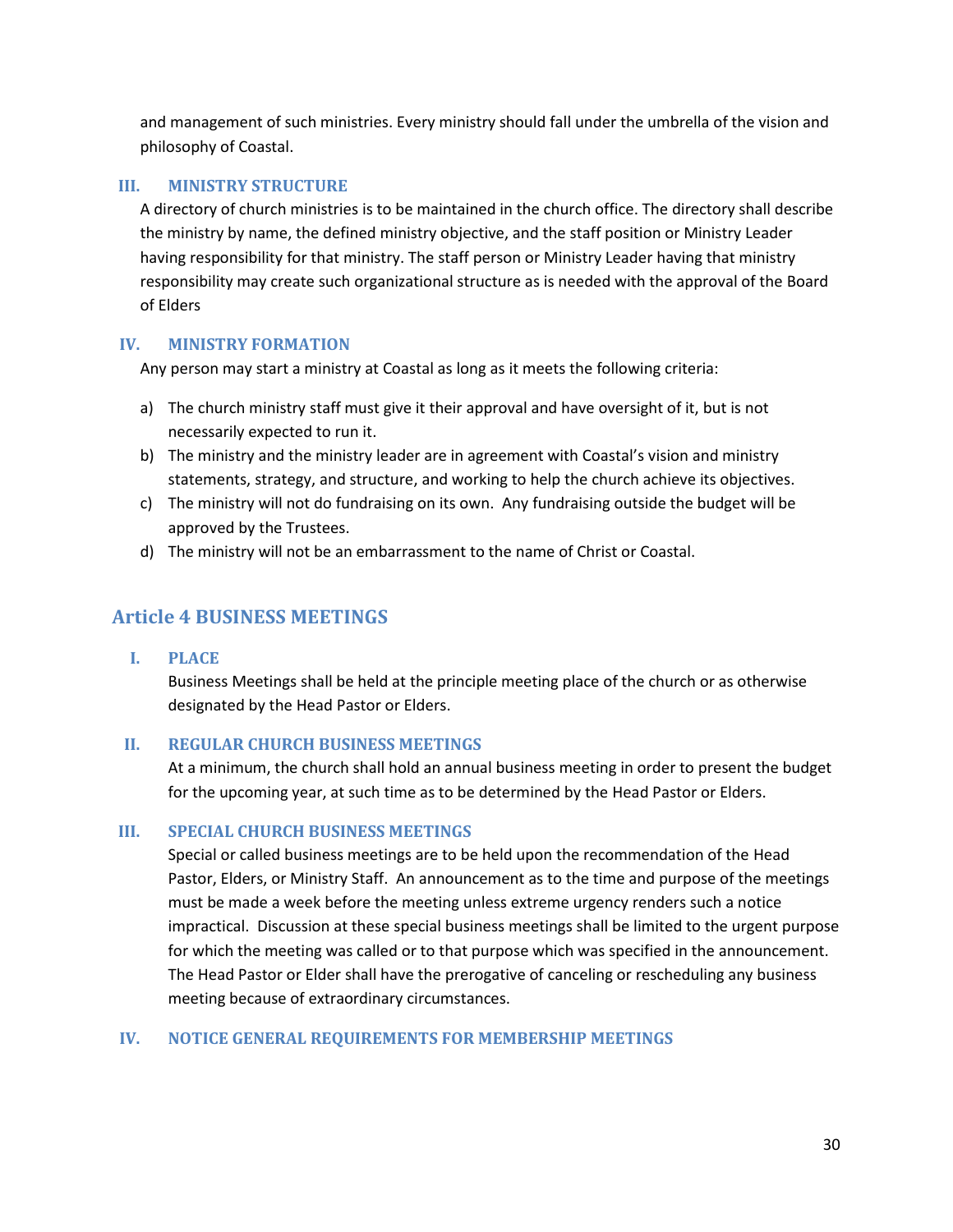and management of such ministries. Every ministry should fall under the umbrella of the vision and philosophy of Coastal.

### III. MINISTRY STRUCTURE

A directory of church ministries is to be maintained in the church office. The directory shall describe the ministry by name, the defined ministry objective, and the staff position or Ministry Leader having responsibility for that ministry. The staff person or Ministry Leader having that ministry responsibility may create such organizational structure as is needed with the approval of the Board of Elders

### IV. MINISTRY FORMATION

Any person may start a ministry at Coastal as long as it meets the following criteria:

a) The church ministry staff must give it their approval and have oversight of it, but is not necessarily expected to run it.
b) The ministry and the ministry leader are in agreement with Coastal's vision and ministry statements, strategy, and structure, and working to help the church achieve its objectives.
c) The ministry will not do fundraising on its own. Any fundraising outside the budget will be approved by the Trustees.
d) The ministry will not be an embarrassment to the name of Christ or Coastal.

## Article 4 BUSINESS MEETINGS

### I. PLACE

Business Meetings shall be held at the principle meeting place of the church or as otherwise designated by the Head Pastor or Elders.

### II. REGULAR CHURCH BUSINESS MEETINGS

At a minimum, the church shall hold an annual business meeting in order to present the budget for the upcoming year, at such time as to be determined by the Head Pastor or Elders.

### III. SPECIAL CHURCH BUSINESS MEETINGS

Special or called business meetings are to be held upon the recommendation of the Head Pastor, Elders, or Ministry Staff. An announcement as to the time and purpose of the meetings must be made a week before the meeting unless extreme urgency renders such a notice impractical. Discussion at these special business meetings shall be limited to the urgent purpose for which the meeting was called or to that purpose which was specified in the announcement. The Head Pastor or Elder shall have the prerogative of canceling or rescheduling any business meeting because of extraordinary circumstances.

### IV. NOTICE GENERAL REQUIREMENTS FOR MEMBERSHIP MEETINGS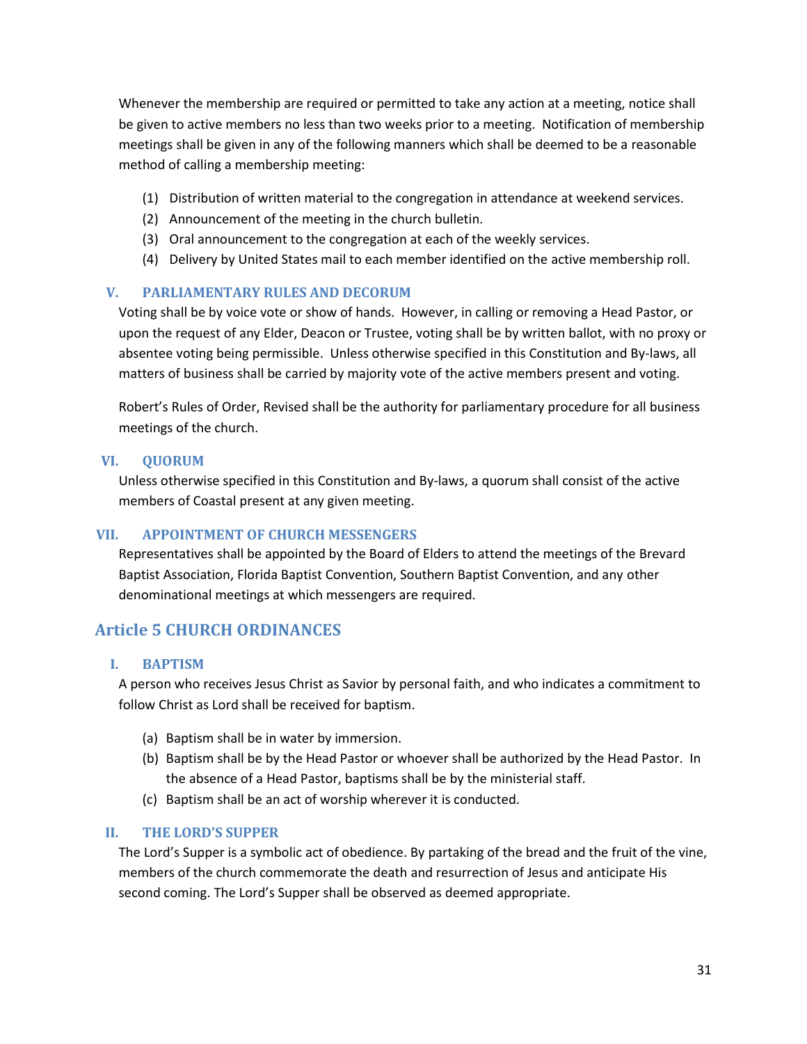Whenever the membership are required or permitted to take any action at a meeting, notice shall be given to active members no less than two weeks prior to a meeting. Notification of membership meetings shall be given in any of the following manners which shall be deemed to be a reasonable method of calling a membership meeting:

(1) Distribution of written material to the congregation in attendance at weekend services.
(2) Announcement of the meeting in the church bulletin.
(3) Oral announcement to the congregation at each of the weekly services.
(4) Delivery by United States mail to each member identified on the active membership roll.

### V. PARLIAMENTARY RULES AND DECORUM

Voting shall be by voice vote or show of hands. However, in calling or removing a Head Pastor, or upon the request of any Elder, Deacon or Trustee, voting shall be by written ballot, with no proxy or absentee voting being permissible. Unless otherwise specified in this Constitution and By-laws, all matters of business shall be carried by majority vote of the active members present and voting.

Robert's Rules of Order, Revised shall be the authority for parliamentary procedure for all business meetings of the church.

### VI. QUORUM

Unless otherwise specified in this Constitution and By-laws, a quorum shall consist of the active members of Coastal present at any given meeting.

### VII. APPOINTMENT OF CHURCH MESSENGERS

Representatives shall be appointed by the Board of Elders to attend the meetings of the Brevard Baptist Association, Florida Baptist Convention, Southern Baptist Convention, and any other denominational meetings at which messengers are required.

## Article 5 CHURCH ORDINANCES

### I. BAPTISM

A person who receives Jesus Christ as Savior by personal faith, and who indicates a commitment to follow Christ as Lord shall be received for baptism.

(a) Baptism shall be in water by immersion.
(b) Baptism shall be by the Head Pastor or whoever shall be authorized by the Head Pastor. In the absence of a Head Pastor, baptisms shall be by the ministerial staff.
(c) Baptism shall be an act of worship wherever it is conducted.

### II. THE LORD'S SUPPER

The Lord's Supper is a symbolic act of obedience. By partaking of the bread and the fruit of the vine, members of the church commemorate the death and resurrection of Jesus and anticipate His second coming. The Lord's Supper shall be observed as deemed appropriate.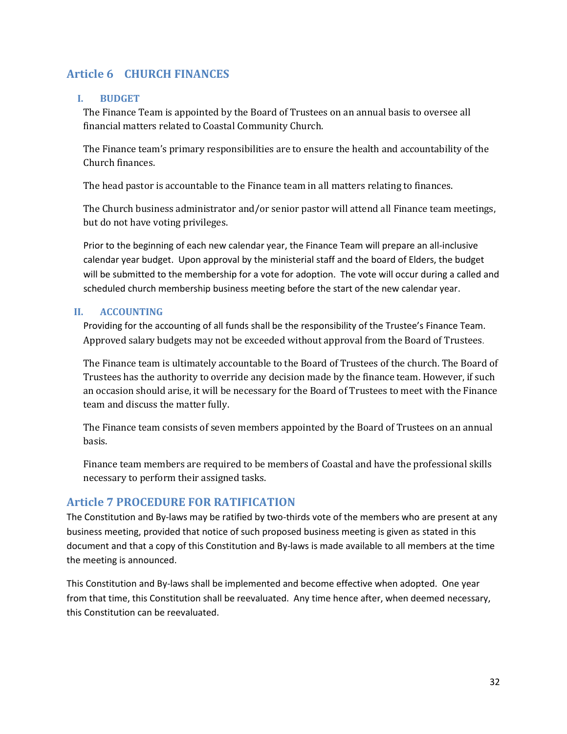## Article 6 CHURCH FINANCES

### I. BUDGET

The Finance Team is appointed by the Board of Trustees on an annual basis to oversee all financial matters related to Coastal Community Church.

The Finance team's primary responsibilities are to ensure the health and accountability of the Church finances.

The head pastor is accountable to the Finance team in all matters relating to finances.

The Church business administrator and/or senior pastor will attend all Finance team meetings, but do not have voting privileges.

Prior to the beginning of each new calendar year, the Finance Team will prepare an all-inclusive calendar year budget. Upon approval by the ministerial staff and the board of Elders, the budget will be submitted to the membership for a vote for adoption. The vote will occur during a called and scheduled church membership business meeting before the start of the new calendar year.

### II. ACCOUNTING

Providing for the accounting of all funds shall be the responsibility of the Trustee's Finance Team. Approved salary budgets may not be exceeded without approval from the Board of Trustees.

The Finance team is ultimately accountable to the Board of Trustees of the church. The Board of Trustees has the authority to override any decision made by the finance team. However, if such an occasion should arise, it will be necessary for the Board of Trustees to meet with the Finance team and discuss the matter fully.

The Finance team consists of seven members appointed by the Board of Trustees on an annual basis.

Finance team members are required to be members of Coastal and have the professional skills necessary to perform their assigned tasks.

## Article 7 PROCEDURE FOR RATIFICATION

The Constitution and By-laws may be ratified by two-thirds vote of the members who are present at any business meeting, provided that notice of such proposed business meeting is given as stated in this document and that a copy of this Constitution and By-laws is made available to all members at the time the meeting is announced.

This Constitution and By-laws shall be implemented and become effective when adopted. One year from that time, this Constitution shall be reevaluated. Any time hence after, when deemed necessary, this Constitution can be reevaluated.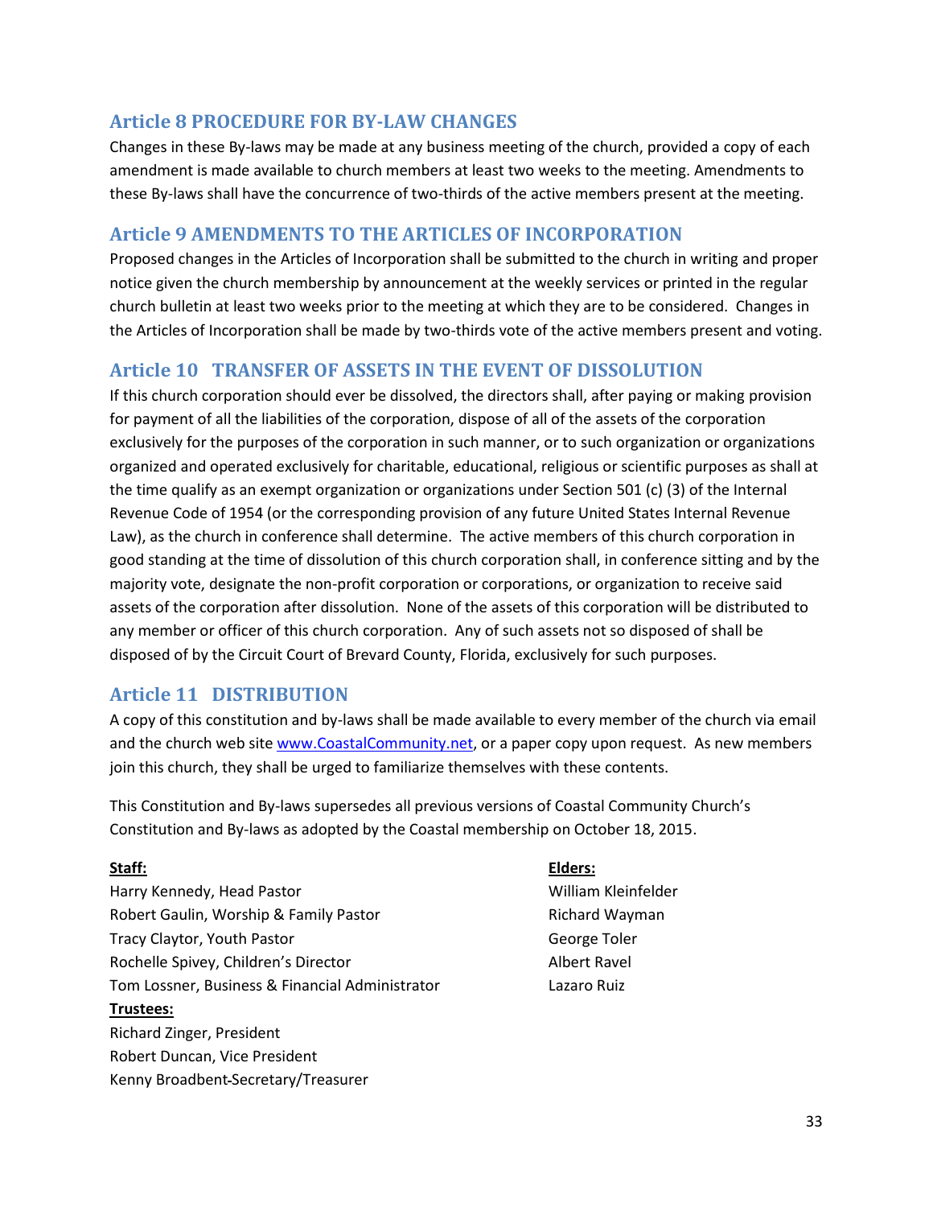## Article 8 PROCEDURE FOR BY-LAW CHANGES

Changes in these By-laws may be made at any business meeting of the church, provided a copy of each amendment is made available to church members at least two weeks to the meeting. Amendments to these By-laws shall have the concurrence of two-thirds of the active members present at the meeting.

## Article 9 AMENDMENTS TO THE ARTICLES OF INCORPORATION

Proposed changes in the Articles of Incorporation shall be submitted to the church in writing and proper notice given the church membership by announcement at the weekly services or printed in the regular church bulletin at least two weeks prior to the meeting at which they are to be considered. Changes in the Articles of Incorporation shall be made by two-thirds vote of the active members present and voting.

## Article 10 TRANSFER OF ASSETS IN THE EVENT OF DISSOLUTION

If this church corporation should ever be dissolved, the directors shall, after paying or making provision for payment of all the liabilities of the corporation, dispose of all of the assets of the corporation exclusively for the purposes of the corporation in such manner, or to such organization or organizations organized and operated exclusively for charitable, educational, religious or scientific purposes as shall at the time qualify as an exempt organization or organizations under Section 501 (c) (3) of the Internal Revenue Code of 1954 (or the corresponding provision of any future United States Internal Revenue Law), as the church in conference shall determine. The active members of this church corporation in good standing at the time of dissolution of this church corporation shall, in conference sitting and by the majority vote, designate the non-profit corporation or corporations, or organization to receive said assets of the corporation after dissolution. None of the assets of this corporation will be distributed to any member or officer of this church corporation. Any of such assets not so disposed of shall be disposed of by the Circuit Court of Brevard County, Florida, exclusively for such purposes.

## Article 11 DISTRIBUTION

A copy of this constitution and by-laws shall be made available to every member of the church via email and the church web site www.CoastalCommunity.net, or a paper copy upon request. As new members join this church, they shall be urged to familiarize themselves with these contents.

This Constitution and By-laws supersedes all previous versions of Coastal Community Church's Constitution and By-laws as adopted by the Coastal membership on October 18, 2015.

**Staff:**

Harry Kennedy, Head Pastor
Robert Gaulin, Worship & Family Pastor
Tracy Claytor, Youth Pastor
Rochelle Spivey, Children's Director
Tom Lossner, Business & Financial Administrator

**Trustees:**

Richard Zinger, President
Robert Duncan, Vice President
Kenny Broadbent-Secretary/Treasurer

**Elders:**

William Kleinfelder
Richard Wayman
George Toler
Albert Ravel
Lazaro Ruiz